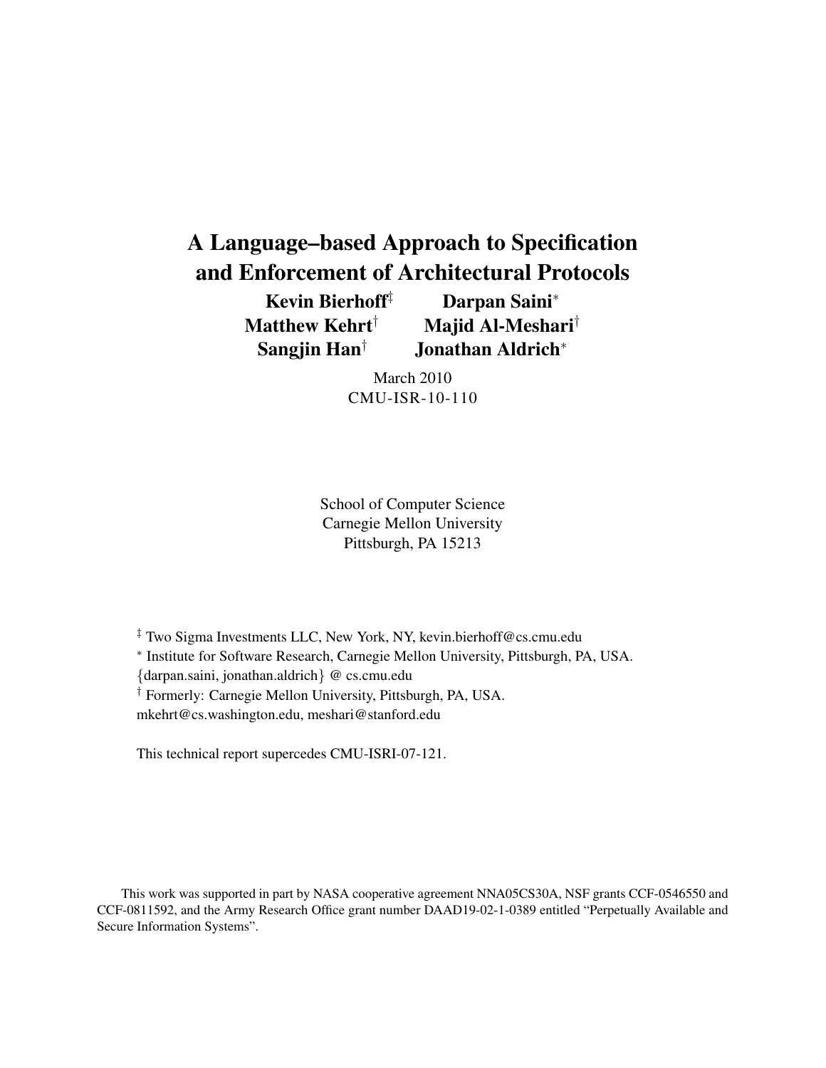# A Language–based Approach to Specification and Enforcement of Architectural Protocols

**Kevin Bierhoff**[‡] **Darpan Saini**[*]
**Matthew Kehrt**[†] **Majid Al-Meshari**[†]
**Sangjin Han**[†] **Jonathan Aldrich**[*]

March 2010
CMU-ISR-10-110

School of Computer Science
Carnegie Mellon University
Pittsburgh, PA 15213

[‡] Two Sigma Investments LLC, New York, NY, kevin.bierhoff@cs.cmu.edu
[*] Institute for Software Research, Carnegie Mellon University, Pittsburgh, PA, USA.
{darpan.saini, jonathan.aldrich} @ cs.cmu.edu
[†] Formerly: Carnegie Mellon University, Pittsburgh, PA, USA.
mkehrt@cs.washington.edu, meshari@stanford.edu

This technical report supercedes CMU-ISRI-07-121.

This work was supported in part by NASA cooperative agreement NNA05CS30A, NSF grants CCF-0546550 and CCF-0811592, and the Army Research Office grant number DAAD19-02-1-0389 entitled "Perpetually Available and Secure Information Systems".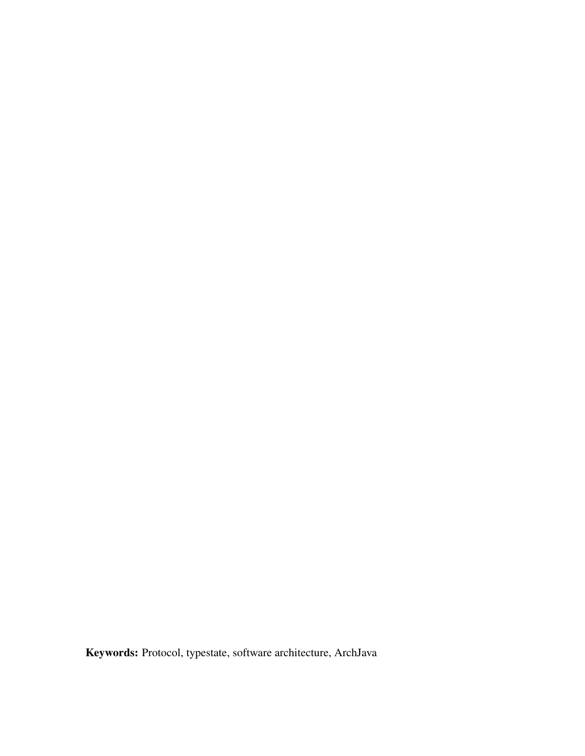**Keywords:** Protocol, typestate, software architecture, ArchJava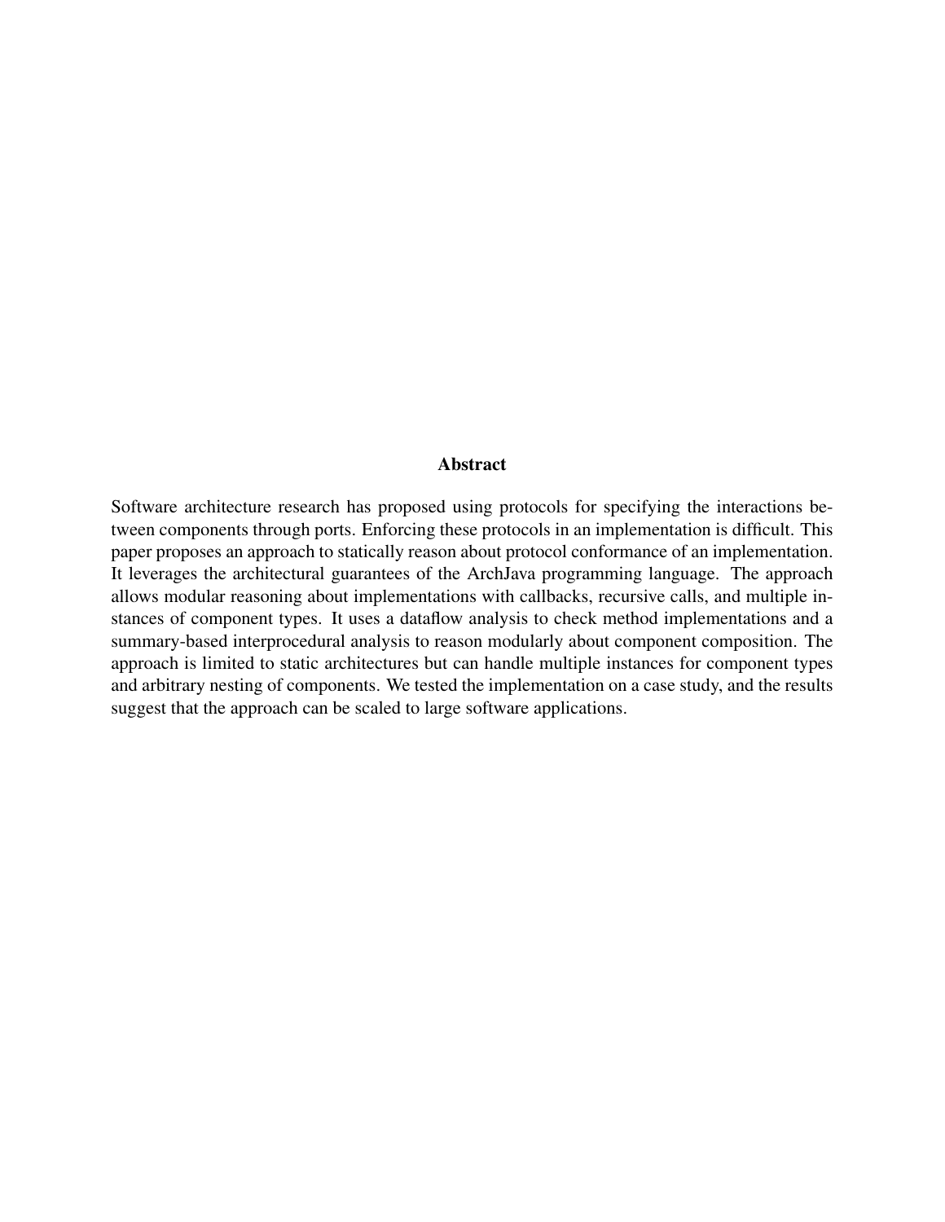## Abstract

Software architecture research has proposed using protocols for specifying the interactions between components through ports. Enforcing these protocols in an implementation is difficult. This paper proposes an approach to statically reason about protocol conformance of an implementation. It leverages the architectural guarantees of the ArchJava programming language. The approach allows modular reasoning about implementations with callbacks, recursive calls, and multiple instances of component types. It uses a dataflow analysis to check method implementations and a summary-based interprocedural analysis to reason modularly about component composition. The approach is limited to static architectures but can handle multiple instances for component types and arbitrary nesting of components. We tested the implementation on a case study, and the results suggest that the approach can be scaled to large software applications.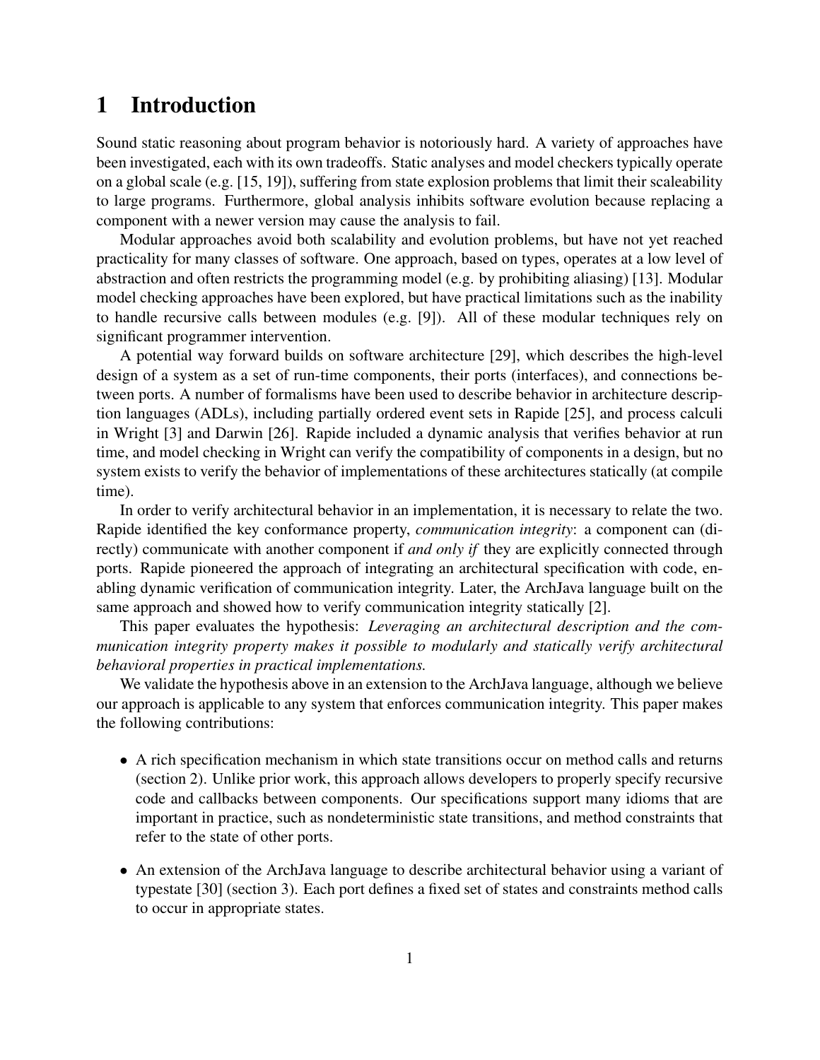# 1 Introduction

Sound static reasoning about program behavior is notoriously hard. A variety of approaches have been investigated, each with its own tradeoffs. Static analyses and model checkers typically operate on a global scale (e.g. [15, 19]), suffering from state explosion problems that limit their scaleability to large programs. Furthermore, global analysis inhibits software evolution because replacing a component with a newer version may cause the analysis to fail.

Modular approaches avoid both scalability and evolution problems, but have not yet reached practicality for many classes of software. One approach, based on types, operates at a low level of abstraction and often restricts the programming model (e.g. by prohibiting aliasing) [13]. Modular model checking approaches have been explored, but have practical limitations such as the inability to handle recursive calls between modules (e.g. [9]). All of these modular techniques rely on significant programmer intervention.

A potential way forward builds on software architecture [29], which describes the high-level design of a system as a set of run-time components, their ports (interfaces), and connections between ports. A number of formalisms have been used to describe behavior in architecture description languages (ADLs), including partially ordered event sets in Rapide [25], and process calculi in Wright [3] and Darwin [26]. Rapide included a dynamic analysis that verifies behavior at run time, and model checking in Wright can verify the compatibility of components in a design, but no system exists to verify the behavior of implementations of these architectures statically (at compile time).

In order to verify architectural behavior in an implementation, it is necessary to relate the two. Rapide identified the key conformance property, *communication integrity*: a component can (directly) communicate with another component if *and only if* they are explicitly connected through ports. Rapide pioneered the approach of integrating an architectural specification with code, enabling dynamic verification of communication integrity. Later, the ArchJava language built on the same approach and showed how to verify communication integrity statically [2].

This paper evaluates the hypothesis: *Leveraging an architectural description and the communication integrity property makes it possible to modularly and statically verify architectural behavioral properties in practical implementations.*

We validate the hypothesis above in an extension to the ArchJava language, although we believe our approach is applicable to any system that enforces communication integrity. This paper makes the following contributions:

- A rich specification mechanism in which state transitions occur on method calls and returns (section 2). Unlike prior work, this approach allows developers to properly specify recursive code and callbacks between components. Our specifications support many idioms that are important in practice, such as nondeterministic state transitions, and method constraints that refer to the state of other ports.
- An extension of the ArchJava language to describe architectural behavior using a variant of typestate [30] (section 3). Each port defines a fixed set of states and constraints method calls to occur in appropriate states.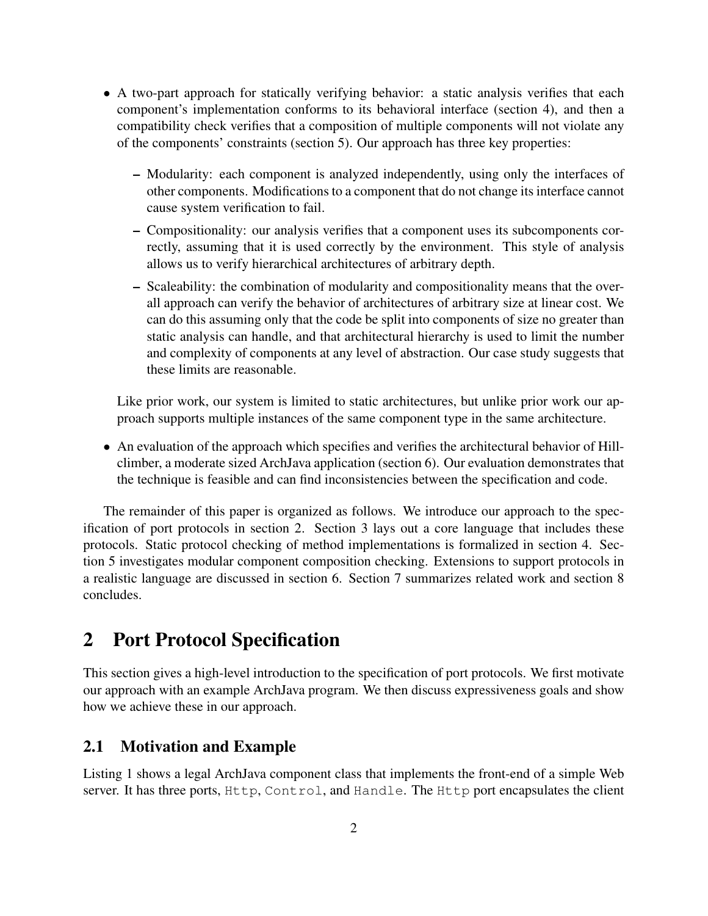- A two-part approach for statically verifying behavior: a static analysis verifies that each component's implementation conforms to its behavioral interface (section 4), and then a compatibility check verifies that a composition of multiple components will not violate any of the components' constraints (section 5). Our approach has three key properties:
  - Modularity: each component is analyzed independently, using only the interfaces of other components. Modifications to a component that do not change its interface cannot cause system verification to fail.
  - Compositionality: our analysis verifies that a component uses its subcomponents correctly, assuming that it is used correctly by the environment. This style of analysis allows us to verify hierarchical architectures of arbitrary depth.
  - Scaleability: the combination of modularity and compositionality means that the overall approach can verify the behavior of architectures of arbitrary size at linear cost. We can do this assuming only that the code be split into components of size no greater than static analysis can handle, and that architectural hierarchy is used to limit the number and complexity of components at any level of abstraction. Our case study suggests that these limits are reasonable.

  Like prior work, our system is limited to static architectures, but unlike prior work our approach supports multiple instances of the same component type in the same architecture.

- An evaluation of the approach which specifies and verifies the architectural behavior of Hillclimber, a moderate sized ArchJava application (section 6). Our evaluation demonstrates that the technique is feasible and can find inconsistencies between the specification and code.

The remainder of this paper is organized as follows. We introduce our approach to the specification of port protocols in section 2. Section 3 lays out a core language that includes these protocols. Static protocol checking of method implementations is formalized in section 4. Section 5 investigates modular component composition checking. Extensions to support protocols in a realistic language are discussed in section 6. Section 7 summarizes related work and section 8 concludes.

## 2 Port Protocol Specification

This section gives a high-level introduction to the specification of port protocols. We first motivate our approach with an example ArchJava program. We then discuss expressiveness goals and show how we achieve these in our approach.

### 2.1 Motivation and Example

Listing 1 shows a legal ArchJava component class that implements the front-end of a simple Web server. It has three ports, `Http`, `Control`, and `Handle`. The `Http` port encapsulates the client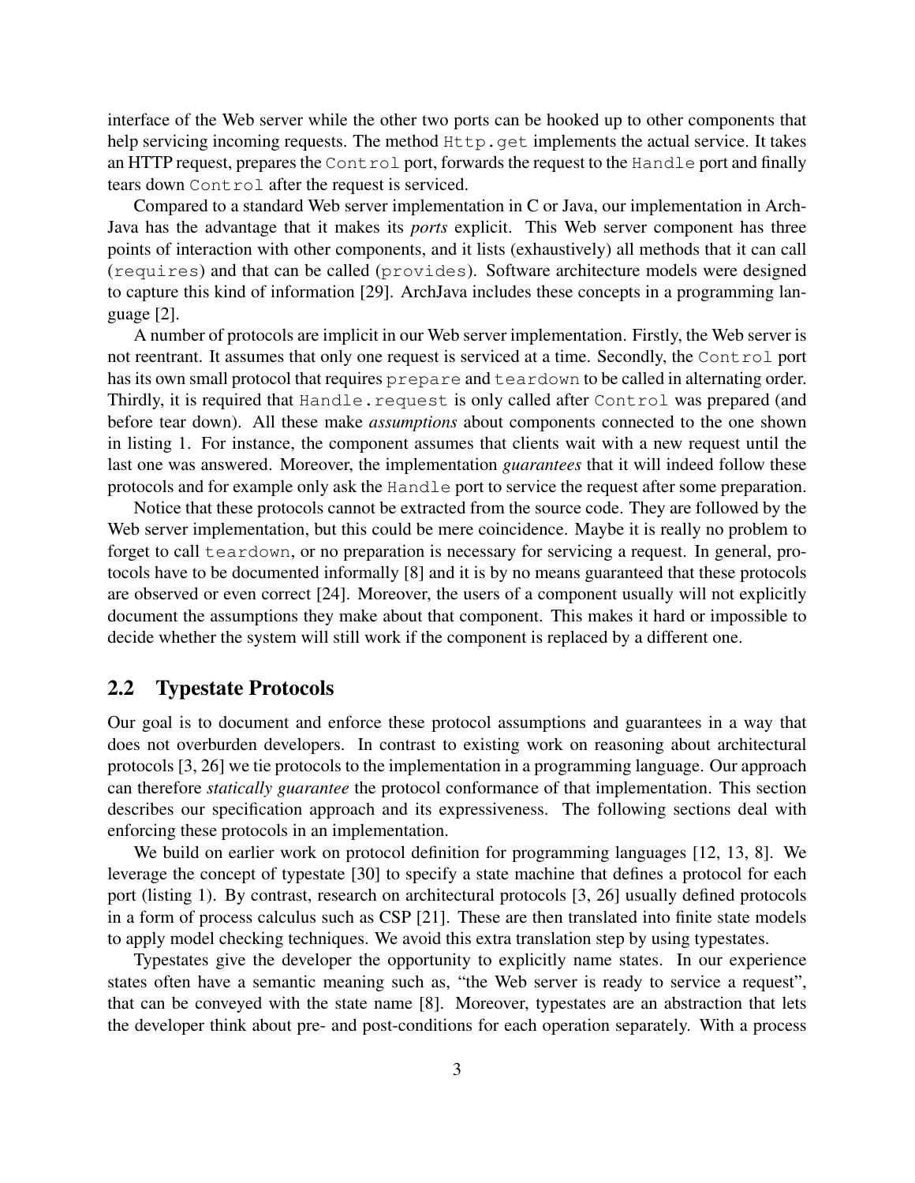interface of the Web server while the other two ports can be hooked up to other components that help servicing incoming requests. The method `Http.get` implements the actual service. It takes an HTTP request, prepares the `Control` port, forwards the request to the `Handle` port and finally tears down `Control` after the request is serviced.

Compared to a standard Web server implementation in C or Java, our implementation in ArchJava has the advantage that it makes its *ports* explicit. This Web server component has three points of interaction with other components, and it lists (exhaustively) all methods that it can call (`requires`) and that can be called (`provides`). Software architecture models were designed to capture this kind of information [29]. ArchJava includes these concepts in a programming language [2].

A number of protocols are implicit in our Web server implementation. Firstly, the Web server is not reentrant. It assumes that only one request is serviced at a time. Secondly, the `Control` port has its own small protocol that requires `prepare` and `teardown` to be called in alternating order. Thirdly, it is required that `Handle.request` is only called after `Control` was prepared (and before tear down). All these make *assumptions* about components connected to the one shown in listing 1. For instance, the component assumes that clients wait with a new request until the last one was answered. Moreover, the implementation *guarantees* that it will indeed follow these protocols and for example only ask the `Handle` port to service the request after some preparation.

Notice that these protocols cannot be extracted from the source code. They are followed by the Web server implementation, but this could be mere coincidence. Maybe it is really no problem to forget to call `teardown`, or no preparation is necessary for servicing a request. In general, protocols have to be documented informally [8] and it is by no means guaranteed that these protocols are observed or even correct [24]. Moreover, the users of a component usually will not explicitly document the assumptions they make about that component. This makes it hard or impossible to decide whether the system will still work if the component is replaced by a different one.

## 2.2 Typestate Protocols

Our goal is to document and enforce these protocol assumptions and guarantees in a way that does not overburden developers. In contrast to existing work on reasoning about architectural protocols [3, 26] we tie protocols to the implementation in a programming language. Our approach can therefore *statically guarantee* the protocol conformance of that implementation. This section describes our specification approach and its expressiveness. The following sections deal with enforcing these protocols in an implementation.

We build on earlier work on protocol definition for programming languages [12, 13, 8]. We leverage the concept of typestate [30] to specify a state machine that defines a protocol for each port (listing 1). By contrast, research on architectural protocols [3, 26] usually defined protocols in a form of process calculus such as CSP [21]. These are then translated into finite state models to apply model checking techniques. We avoid this extra translation step by using typestates.

Typestates give the developer the opportunity to explicitly name states. In our experience states often have a semantic meaning such as, "the Web server is ready to service a request", that can be conveyed with the state name [8]. Moreover, typestates are an abstraction that lets the developer think about pre- and post-conditions for each operation separately. With a process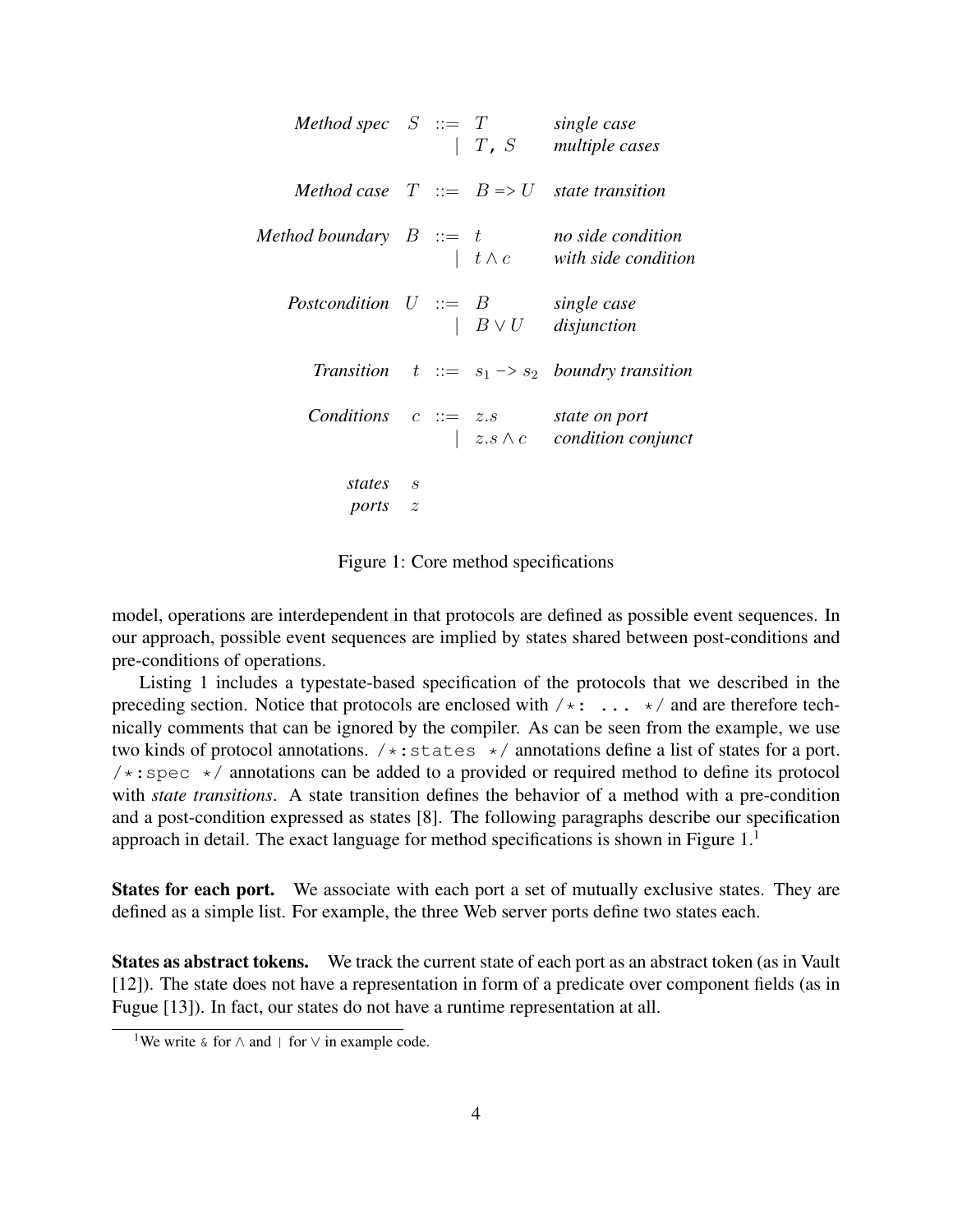| | | | | |
|---|---|---|---|---|
| *Method spec* | $S$ | $::=$ | $T$ | *single case* |
| | | $\|$ | $T$, $S$ | *multiple cases* |
| *Method case* | $T$ | $::=$ | $B$ => $U$ | *state transition* |
| *Method boundary* | $B$ | $::=$ | $t$ | *no side condition* |
| | | $\|$ | $t \wedge c$ | *with side condition* |
| *Postcondition* | $U$ | $::=$ | $B$ | *single case* |
| | | $\|$ | $B \vee U$ | *disjunction* |
| *Transition* | $t$ | $::=$ | $s_1$ -> $s_2$ | *boundry transition* |
| *Conditions* | $c$ | $::=$ | $z.s$ | *state on port* |
| | | $\|$ | $z.s \wedge c$ | *condition conjunct* |
| *states* | $s$ | | | |
| *ports* | $z$ | | | |

Figure 1: Core method specifications

model, operations are interdependent in that protocols are defined as possible event sequences. In our approach, possible event sequences are implied by states shared between post-conditions and pre-conditions of operations.

Listing 1 includes a typestate-based specification of the protocols that we described in the preceding section. Notice that protocols are enclosed with `/*: ... */` and are therefore technically comments that can be ignored by the compiler. As can be seen from the example, we use two kinds of protocol annotations. `/*:states */` annotations define a list of states for a port. `/*:spec */` annotations can be added to a provided or required method to define its protocol with *state transitions*. A state transition defines the behavior of a method with a pre-condition and a post-condition expressed as states [8]. The following paragraphs describe our specification approach in detail. The exact language for method specifications is shown in Figure 1.[1]

**States for each port.** We associate with each port a set of mutually exclusive states. They are defined as a simple list. For example, the three Web server ports define two states each.

**States as abstract tokens.** We track the current state of each port as an abstract token (as in Vault [12]). The state does not have a representation in form of a predicate over component fields (as in Fugue [13]). In fact, our states do not have a runtime representation at all.

[1] We write `&` for $\wedge$ and `|` for $\vee$ in example code.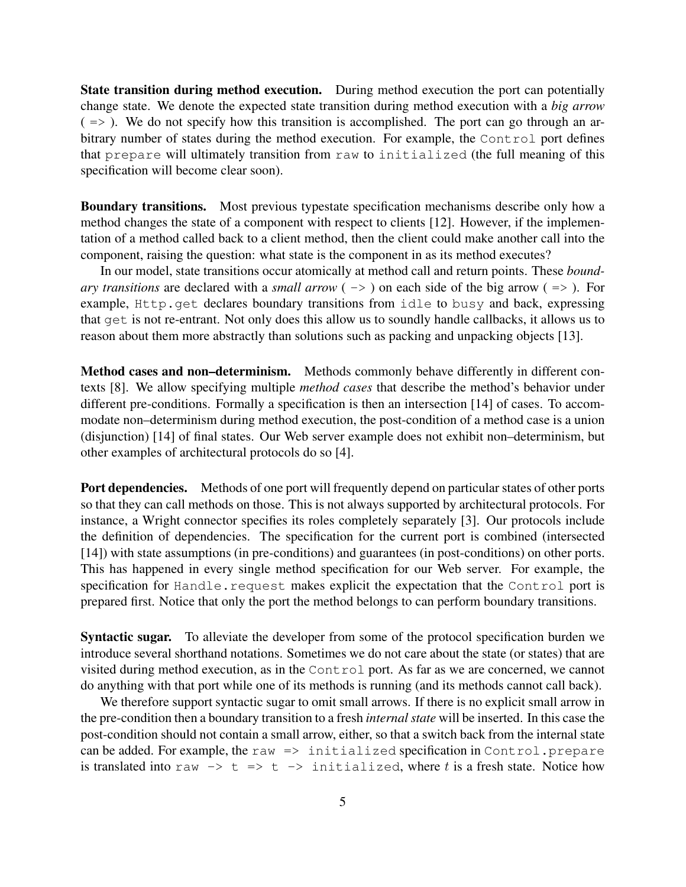**State transition during method execution.** During method execution the port can potentially change state. We denote the expected state transition during method execution with a *big arrow* ( `=>` ). We do not specify how this transition is accomplished. The port can go through an arbitrary number of states during the method execution. For example, the `Control` port defines that `prepare` will ultimately transition from `raw` to `initialized` (the full meaning of this specification will become clear soon).

**Boundary transitions.** Most previous typestate specification mechanisms describe only how a method changes the state of a component with respect to clients [12]. However, if the implementation of a method called back to a client method, then the client could make another call into the component, raising the question: what state is the component in as its method executes?

In our model, state transitions occur atomically at method call and return points. These *boundary transitions* are declared with a *small arrow* ( `->` ) on each side of the big arrow ( `=>` ). For example, `Http.get` declares boundary transitions from `idle` to `busy` and back, expressing that `get` is not re-entrant. Not only does this allow us to soundly handle callbacks, it allows us to reason about them more abstractly than solutions such as packing and unpacking objects [13].

**Method cases and non–determinism.** Methods commonly behave differently in different contexts [8]. We allow specifying multiple *method cases* that describe the method's behavior under different pre-conditions. Formally a specification is then an intersection [14] of cases. To accommodate non–determinism during method execution, the post-condition of a method case is a union (disjunction) [14] of final states. Our Web server example does not exhibit non–determinism, but other examples of architectural protocols do so [4].

**Port dependencies.** Methods of one port will frequently depend on particular states of other ports so that they can call methods on those. This is not always supported by architectural protocols. For instance, a Wright connector specifies its roles completely separately [3]. Our protocols include the definition of dependencies. The specification for the current port is combined (intersected [14]) with state assumptions (in pre-conditions) and guarantees (in post-conditions) on other ports. This has happened in every single method specification for our Web server. For example, the specification for `Handle.request` makes explicit the expectation that the `Control` port is prepared first. Notice that only the port the method belongs to can perform boundary transitions.

**Syntactic sugar.** To alleviate the developer from some of the protocol specification burden we introduce several shorthand notations. Sometimes we do not care about the state (or states) that are visited during method execution, as in the `Control` port. As far as we are concerned, we cannot do anything with that port while one of its methods is running (and its methods cannot call back).

We therefore support syntactic sugar to omit small arrows. If there is no explicit small arrow in the pre-condition then a boundary transition to a fresh *internal state* will be inserted. In this case the post-condition should not contain a small arrow, either, so that a switch back from the internal state can be added. For example, the `raw => initialized` specification in `Control.prepare` is translated into `raw -> t => t -> initialized`, where *t* is a fresh state. Notice how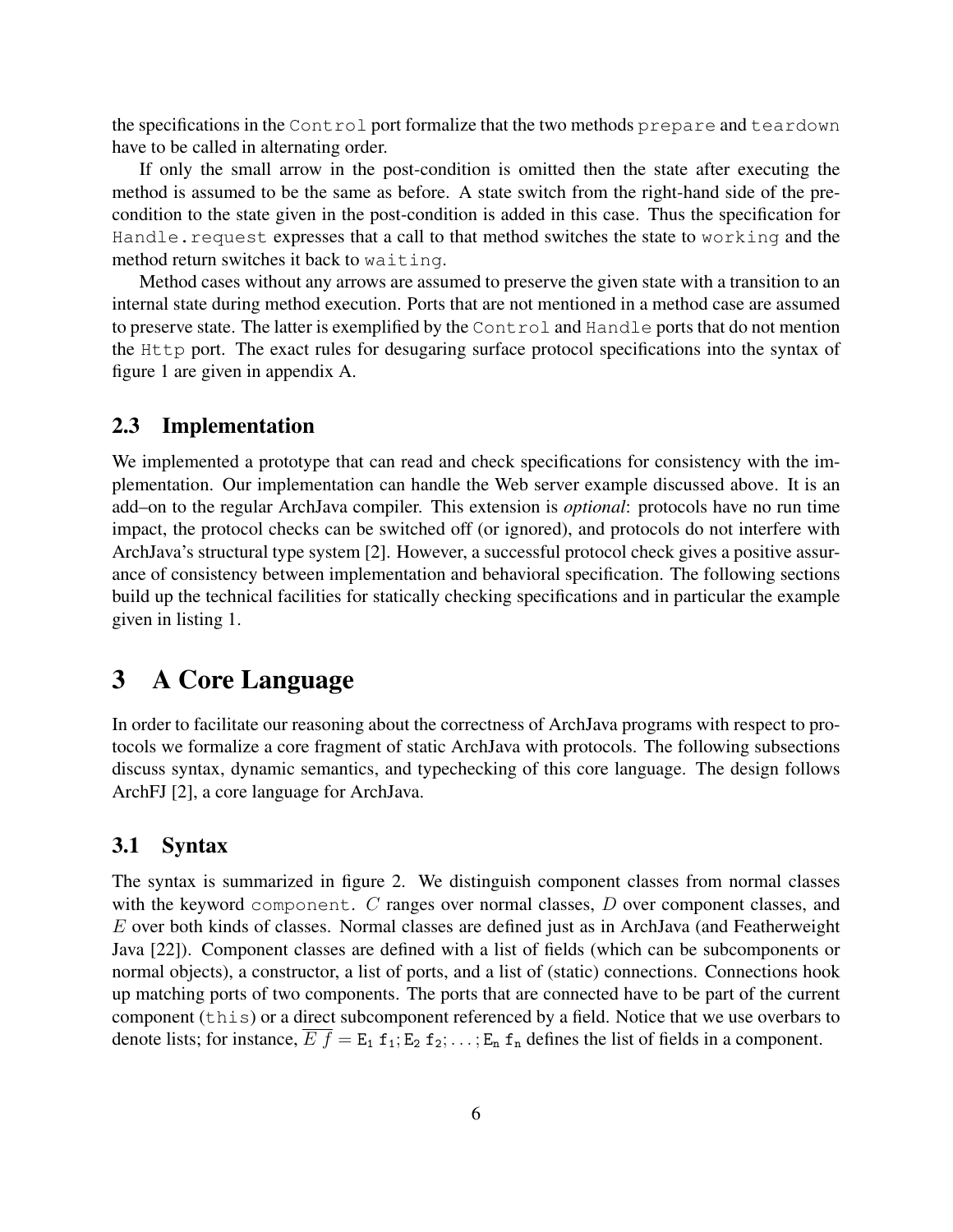the specifications in the `Control` port formalize that the two methods `prepare` and `teardown` have to be called in alternating order.

If only the small arrow in the post-condition is omitted then the state after executing the method is assumed to be the same as before. A state switch from the right-hand side of the pre-condition to the state given in the post-condition is added in this case. Thus the specification for `Handle.request` expresses that a call to that method switches the state to `working` and the method return switches it back to `waiting`.

Method cases without any arrows are assumed to preserve the given state with a transition to an internal state during method execution. Ports that are not mentioned in a method case are assumed to preserve state. The latter is exemplified by the `Control` and `Handle` ports that do not mention the `Http` port. The exact rules for desugaring surface protocol specifications into the syntax of figure 1 are given in appendix A.

## 2.3 Implementation

We implemented a prototype that can read and check specifications for consistency with the implementation. Our implementation can handle the Web server example discussed above. It is an add–on to the regular ArchJava compiler. This extension is *optional*: protocols have no run time impact, the protocol checks can be switched off (or ignored), and protocols do not interfere with ArchJava's structural type system [2]. However, a successful protocol check gives a positive assurance of consistency between implementation and behavioral specification. The following sections build up the technical facilities for statically checking specifications and in particular the example given in listing 1.

# 3 A Core Language

In order to facilitate our reasoning about the correctness of ArchJava programs with respect to protocols we formalize a core fragment of static ArchJava with protocols. The following subsections discuss syntax, dynamic semantics, and typechecking of this core language. The design follows ArchFJ [2], a core language for ArchJava.

## 3.1 Syntax

The syntax is summarized in figure 2. We distinguish component classes from normal classes with the keyword `component`. $C$ ranges over normal classes, $D$ over component classes, and $E$ over both kinds of classes. Normal classes are defined just as in ArchJava (and Featherweight Java [22]). Component classes are defined with a list of fields (which can be subcomponents or normal objects), a constructor, a list of ports, and a list of (static) connections. Connections hook up matching ports of two components. The ports that are connected have to be part of the current component (`this`) or a direct subcomponent referenced by a field. Notice that we use overbars to denote lists; for instance, $\overline{E\ f} = \mathtt{E_1\ f_1; E_2\ f_2; \ldots; E_n\ f_n}$ defines the list of fields in a component.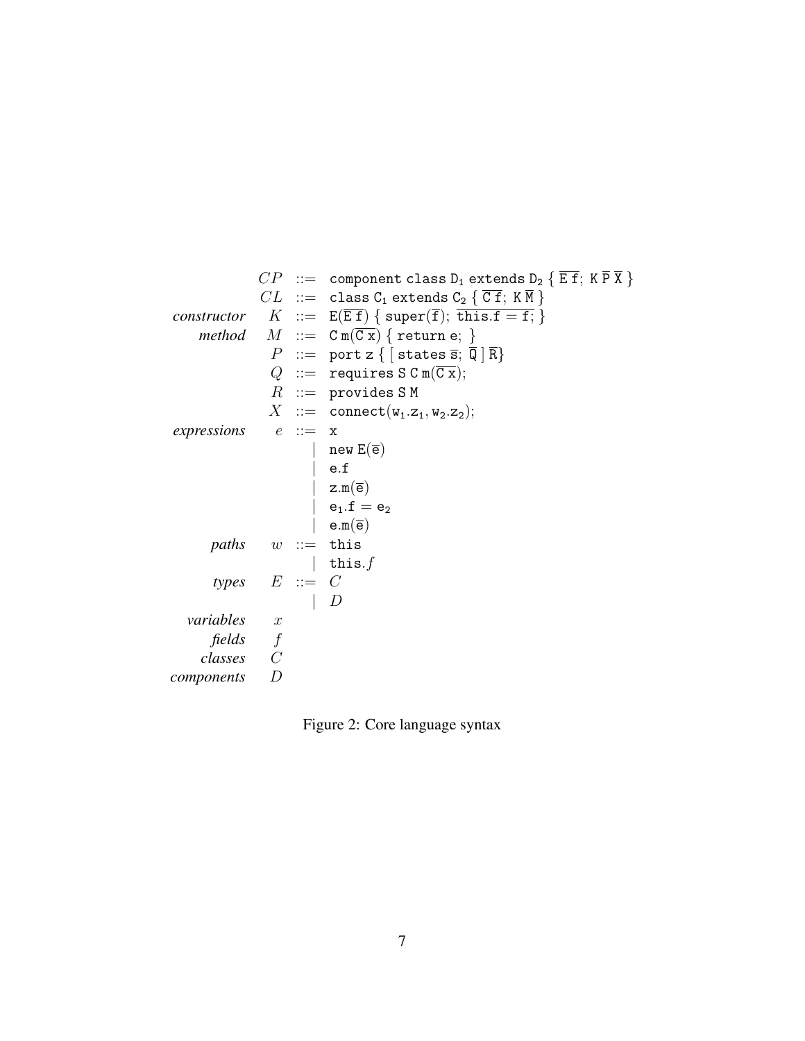$$
\begin{array}{rrcl}
 & CP & ::= & \texttt{component class } \mathtt{D_1} \texttt{ extends } \mathtt{D_2} \ \{\ \overline{\mathtt{E}\ \mathtt{f}};\ \mathtt{K}\ \overline{\mathtt{P}}\ \overline{\mathtt{X}}\ \} \\
 & CL & ::= & \texttt{class } \mathtt{C_1} \texttt{ extends } \mathtt{C_2} \ \{\ \overline{\mathtt{C}\ \mathtt{f}};\ \mathtt{K}\ \overline{\mathtt{M}}\ \} \\
\textit{constructor} & K & ::= & \mathtt{E}(\overline{\mathtt{E}\ \mathtt{f}})\ \{\ \texttt{super}(\overline{\mathtt{f}});\ \overline{\texttt{this.f} = \mathtt{f};}\ \} \\
\textit{method} & M & ::= & \mathtt{C}\ \mathtt{m}(\overline{\mathtt{C}\ \mathtt{x}})\ \{\ \texttt{return e};\ \} \\
 & P & ::= & \texttt{port z}\ \{\ [\ \texttt{states}\ \overline{\mathtt{s}};\ \overline{\mathtt{Q}}\ ]\ \overline{\mathtt{R}} \} \\
 & Q & ::= & \texttt{requires S C m}(\overline{\mathtt{C}\ \mathtt{x}}); \\
 & R & ::= & \texttt{provides S M} \\
 & X & ::= & \texttt{connect}(\mathtt{w_1}.\mathtt{z_1}, \mathtt{w_2}.\mathtt{z_2}); \\
\textit{expressions} & e & ::= & \mathtt{x} \\
 & & | & \texttt{new } \mathtt{E}(\overline{\mathtt{e}}) \\
 & & | & \texttt{e.f} \\
 & & | & \mathtt{z.m}(\overline{\mathtt{e}}) \\
 & & | & \mathtt{e_1}.\mathtt{f} = \mathtt{e_2} \\
 & & | & \mathtt{e.m}(\overline{\mathtt{e}}) \\
\textit{paths} & w & ::= & \texttt{this} \\
 & & | & \texttt{this}.f \\
\textit{types} & E & ::= & C \\
 & & | & D \\
\textit{variables} & x & & \\
\textit{fields} & f & & \\
\textit{classes} & C & & \\
\textit{components} & D & &
\end{array}
$$

Figure 2: Core language syntax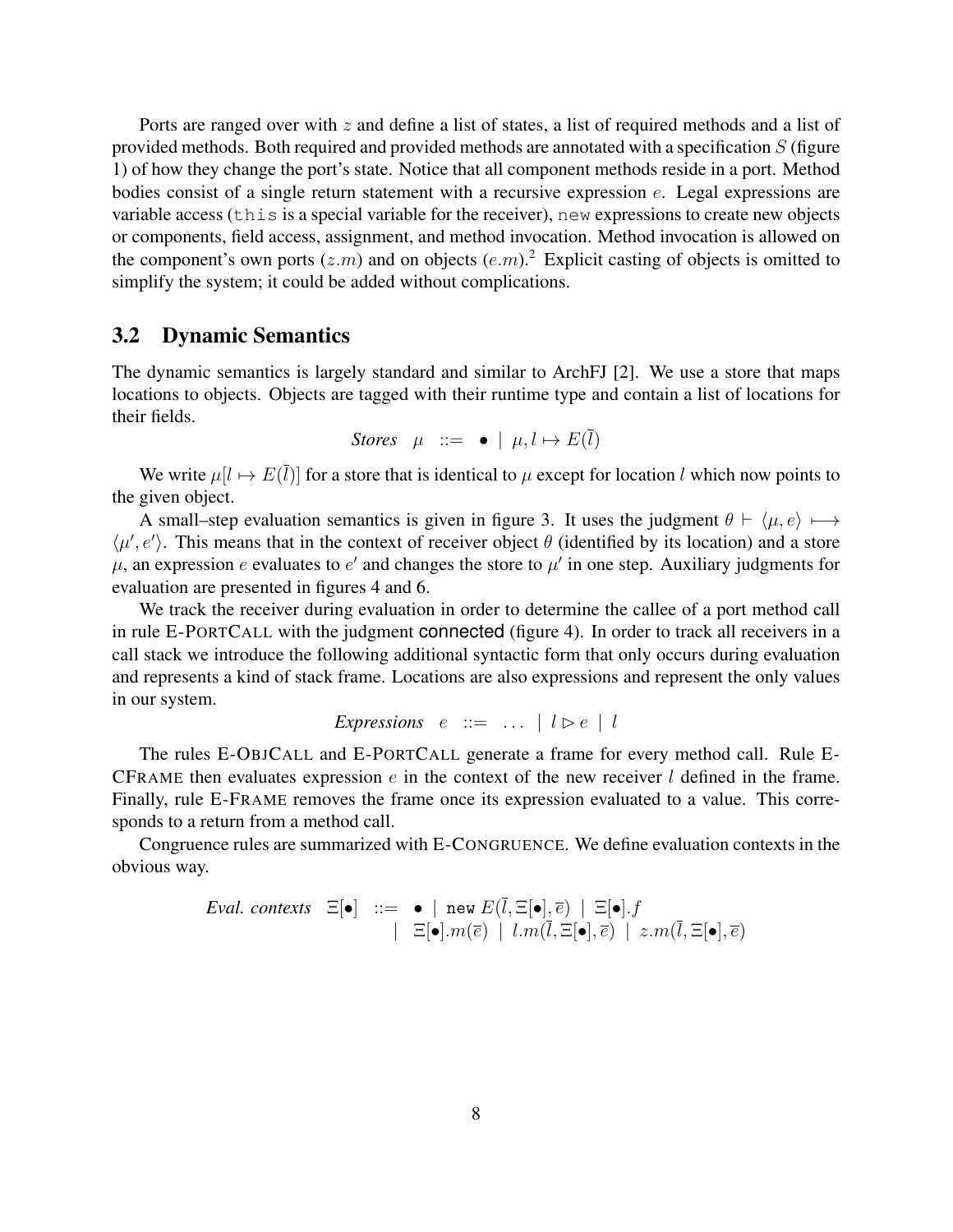Ports are ranged over with $z$ and define a list of states, a list of required methods and a list of provided methods. Both required and provided methods are annotated with a specification $S$ (figure 1) of how they change the port's state. Notice that all component methods reside in a port. Method bodies consist of a single return statement with a recursive expression $e$. Legal expressions are variable access (`this` is a special variable for the receiver), `new` expressions to create new objects or components, field access, assignment, and method invocation. Method invocation is allowed on the component's own ports ($z.m$) and on objects ($e.m$).[2] Explicit casting of objects is omitted to simplify the system; it could be added without complications.

## 3.2 Dynamic Semantics

The dynamic semantics is largely standard and similar to ArchFJ [2]. We use a store that maps locations to objects. Objects are tagged with their runtime type and contain a list of locations for their fields.

$$\textit{Stores} \quad \mu \quad ::= \quad \bullet \mid \mu, l \mapsto E(\bar{l})$$

We write $\mu[l \mapsto E(\bar{l})]$ for a store that is identical to $\mu$ except for location $l$ which now points to the given object.

A small–step evaluation semantics is given in figure 3. It uses the judgment $\theta \vdash \langle \mu, e \rangle \longmapsto \langle \mu', e' \rangle$. This means that in the context of receiver object $\theta$ (identified by its location) and a store $\mu$, an expression $e$ evaluates to $e'$ and changes the store to $\mu'$ in one step. Auxiliary judgments for evaluation are presented in figures 4 and 6.

We track the receiver during evaluation in order to determine the callee of a port method call in rule E-PORTCALL with the judgment connected (figure 4). In order to track all receivers in a call stack we introduce the following additional syntactic form that only occurs during evaluation and represents a kind of stack frame. Locations are also expressions and represent the only values in our system.

$$\textit{Expressions} \quad e \quad ::= \quad \ldots \mid l \triangleright e \mid l$$

The rules E-OBJCALL and E-PORTCALL generate a frame for every method call. Rule E-CFRAME then evaluates expression $e$ in the context of the new receiver $l$ defined in the frame. Finally, rule E-FRAME removes the frame once its expression evaluated to a value. This corresponds to a return from a method call.

Congruence rules are summarized with E-CONGRUENCE. We define evaluation contexts in the obvious way.

$$\begin{array}{llll} \textit{Eval. contexts} & \Xi[\bullet] & ::= & \bullet \mid \texttt{new}\ E(\bar{l}, \Xi[\bullet], \bar{e}) \mid \Xi[\bullet].f \\ & & \mid & \Xi[\bullet].m(\bar{e}) \mid l.m(\bar{l}, \Xi[\bullet], \bar{e}) \mid z.m(\bar{l}, \Xi[\bullet], \bar{e}) \end{array}$$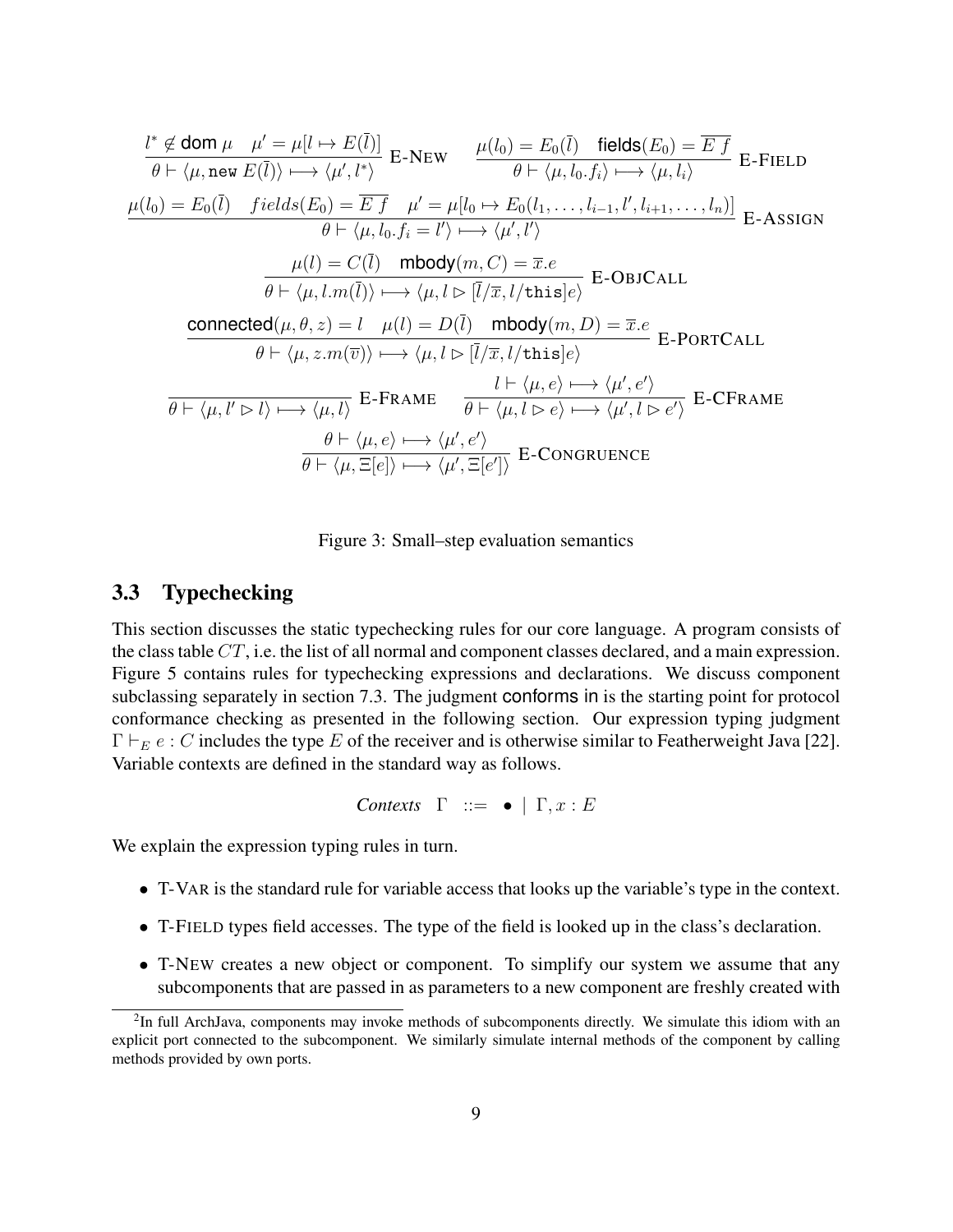$$\frac{l^* \notin \textsf{dom}\,\mu \quad \mu' = \mu[l \mapsto E(\bar{l})]}{\theta \vdash \langle \mu, \texttt{new}\; E(\bar{l}) \rangle \longmapsto \langle \mu', l^* \rangle} \text{ E-NEW} \qquad \frac{\mu(l_0) = E_0(\bar{l}) \quad \textsf{fields}(E_0) = \overline{E\;f}}{\theta \vdash \langle \mu, l_0.f_i \rangle \longmapsto \langle \mu, l_i \rangle} \text{ E-FIELD}$$

$$\frac{\mu(l_0) = E_0(\bar{l}) \quad fields(E_0) = \overline{E\;f} \quad \mu' = \mu[l_0 \mapsto E_0(l_1, \ldots, l_{i-1}, l', l_{i+1}, \ldots, l_n)]}{\theta \vdash \langle \mu, l_0.f_i = l' \rangle \longmapsto \langle \mu', l' \rangle} \text{ E-ASSIGN}$$

$$\frac{\mu(l) = C(\bar{l}) \quad \textsf{mbody}(m, C) = \overline{x}.e}{\theta \vdash \langle \mu, l.m(\bar{l}) \rangle \longmapsto \langle \mu, l \rhd [\bar{l}/\overline{x}, l/\texttt{this}]e \rangle} \text{ E-OBJCALL}$$

$$\frac{\textsf{connected}(\mu, \theta, z) = l \quad \mu(l) = D(\bar{l}) \quad \textsf{mbody}(m, D) = \overline{x}.e}{\theta \vdash \langle \mu, z.m(\overline{v}) \rangle \longmapsto \langle \mu, l \rhd [\bar{l}/\overline{x}, l/\texttt{this}]e \rangle} \text{ E-PORTCALL}$$

$$\frac{}{\theta \vdash \langle \mu, l' \rhd l \rangle \longmapsto \langle \mu, l \rangle} \text{ E-FRAME} \qquad \frac{l \vdash \langle \mu, e \rangle \longmapsto \langle \mu', e' \rangle}{\theta \vdash \langle \mu, l \rhd e \rangle \longmapsto \langle \mu', l \rhd e' \rangle} \text{ E-CFRAME}$$

$$\frac{\theta \vdash \langle \mu, e \rangle \longmapsto \langle \mu', e' \rangle}{\theta \vdash \langle \mu, \Xi[e] \rangle \longmapsto \langle \mu', \Xi[e'] \rangle} \text{ E-CONGRUENCE}$$

Figure 3: Small–step evaluation semantics

### 3.3 Typechecking

This section discusses the static typechecking rules for our core language. A program consists of the class table $CT$, i.e. the list of all normal and component classes declared, and a main expression. Figure 5 contains rules for typechecking expressions and declarations. We discuss component subclassing separately in section 7.3. The judgment conforms in is the starting point for protocol conformance checking as presented in the following section. Our expression typing judgment $\Gamma \vdash_E e : C$ includes the type $E$ of the receiver and is otherwise similar to Featherweight Java [22]. Variable contexts are defined in the standard way as follows.

$$\textit{Contexts} \quad \Gamma \quad ::= \quad \bullet \;\mid\; \Gamma, x : E$$

We explain the expression typing rules in turn.

- T-VAR is the standard rule for variable access that looks up the variable's type in the context.
- T-FIELD types field accesses. The type of the field is looked up in the class's declaration.
- T-NEW creates a new object or component. To simplify our system we assume that any subcomponents that are passed in as parameters to a new component are freshly created with

[2]In full ArchJava, components may invoke methods of subcomponents directly. We simulate this idiom with an explicit port connected to the subcomponent. We similarly simulate internal methods of the component by calling methods provided by own ports.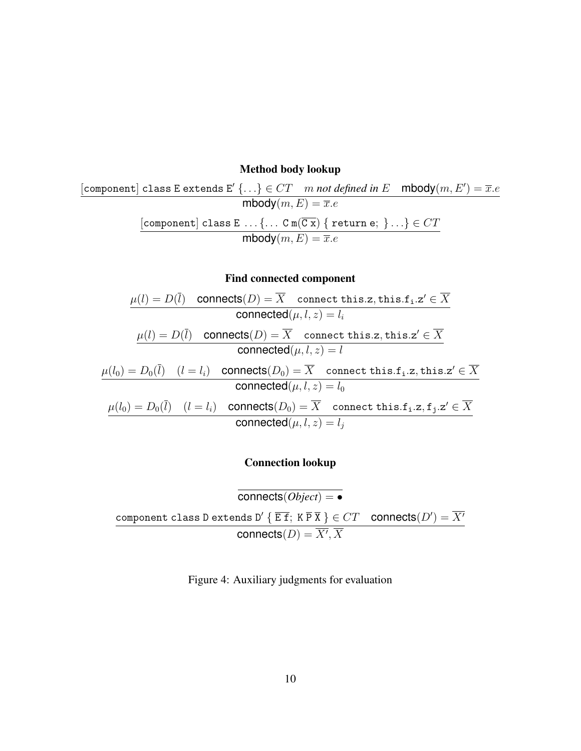**Method body lookup**

$$\frac{[\texttt{component}]\ \texttt{class E extends E}'\ \{\ldots\} \in CT \quad m \textit{ not defined in } E \quad \mathsf{mbody}(m, E') = \overline{x}.e}{\mathsf{mbody}(m, E) = \overline{x}.e}$$

$$\frac{[\texttt{component}]\ \texttt{class E}\ \ldots \{\ldots\ \texttt{C m(}\overline{\texttt{C x}}\texttt{)}\ \{\ \texttt{return e;}\ \} \ldots\} \in CT}{\mathsf{mbody}(m, E) = \overline{x}.e}$$

**Find connected component**

$$\frac{\mu(l) = D(\bar{l}) \quad \mathsf{connects}(D) = \overline{X} \quad \texttt{connect this.z, this.f}_\texttt{i}\texttt{.z}' \in \overline{X}}{\mathsf{connected}(\mu, l, z) = l_i}$$

$$\frac{\mu(l) = D(\bar{l}) \quad \mathsf{connects}(D) = \overline{X} \quad \texttt{connect this.z, this.z}' \in \overline{X}}{\mathsf{connected}(\mu, l, z) = l}$$

$$\frac{\mu(l_0) = D_0(\bar{l}) \quad (l = l_i) \quad \mathsf{connects}(D_0) = \overline{X} \quad \texttt{connect this.f}_\texttt{i}\texttt{.z, this.z}' \in \overline{X}}{\mathsf{connected}(\mu, l, z) = l_0}$$

$$\frac{\mu(l_0) = D_0(\bar{l}) \quad (l = l_i) \quad \mathsf{connects}(D_0) = \overline{X} \quad \texttt{connect this.f}_\texttt{i}\texttt{.z, f}_\texttt{j}\texttt{.z}' \in \overline{X}}{\mathsf{connected}(\mu, l, z) = l_j}$$

**Connection lookup**

$$\frac{}{\mathsf{connects}(\textit{Object}) = \bullet}$$

$$\frac{\texttt{component class D extends D}'\ \{\ \overline{\texttt{E f}};\ \texttt{K}\ \overline{\texttt{P}}\ \overline{\texttt{X}}\ \} \in CT \quad \mathsf{connects}(D') = \overline{X'}}{\mathsf{connects}(D) = \overline{X'}, \overline{X}}$$

Figure 4: Auxiliary judgments for evaluation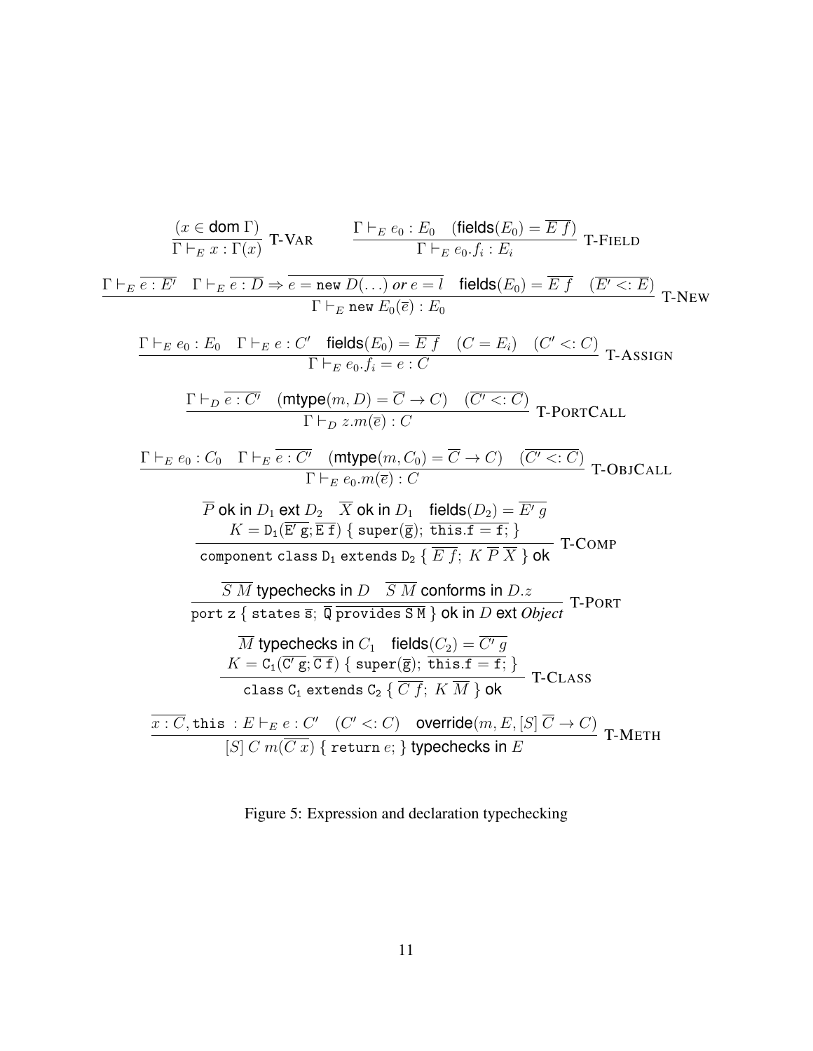$$\frac{(x \in \mathsf{dom}\ \Gamma)}{\Gamma \vdash_E x : \Gamma(x)}\ \text{T-VAR} \qquad \frac{\Gamma \vdash_E e_0 : E_0 \quad (\mathsf{fields}(E_0) = \overline{E\ f})}{\Gamma \vdash_E e_0.f_i : E_i}\ \text{T-FIELD}$$

$$\frac{\Gamma \vdash_E \overline{e : E'} \quad \Gamma \vdash_E \overline{e : D} \Rightarrow \overline{e = \mathtt{new}\ D(\ldots)\ \mathit{or}\ e = l} \quad \mathsf{fields}(E_0) = \overline{E\ f} \quad (\overline{E' <: E})}{\Gamma \vdash_E \mathtt{new}\ E_0(\overline{e}) : E_0}\ \text{T-NEW}$$

$$\frac{\Gamma \vdash_E e_0 : E_0 \quad \Gamma \vdash_E e : C' \quad \mathsf{fields}(E_0) = \overline{E\ f} \quad (C = E_i) \quad (C' <: C)}{\Gamma \vdash_E e_0.f_i = e : C}\ \text{T-ASSIGN}$$

$$\frac{\Gamma \vdash_D \overline{e : C'} \quad (\mathsf{mtype}(m, D) = \overline{C} \to C) \quad (\overline{C' <: C})}{\Gamma \vdash_D z.m(\overline{e}) : C}\ \text{T-PORTCALL}$$

$$\frac{\Gamma \vdash_E e_0 : C_0 \quad \Gamma \vdash_E \overline{e : C'} \quad (\mathsf{mtype}(m, C_0) = \overline{C} \to C) \quad (\overline{C' <: C})}{\Gamma \vdash_E e_0.m(\overline{e}) : C}\ \text{T-OBJCALL}$$

$$\frac{\begin{array}{c}\overline{P}\ \mathsf{ok\ in}\ D_1\ \mathsf{ext}\ D_2 \quad \overline{X}\ \mathsf{ok\ in}\ D_1 \quad \mathsf{fields}(D_2) = \overline{E'\ g} \\ K = \mathtt{D_1}(\overline{\mathtt{E'\ g}}; \overline{\mathtt{E\ f}})\ \{\ \mathtt{super}(\overline{\mathtt{g}});\ \overline{\mathtt{this.f = f;}}\ \}\end{array}}{\mathtt{component\ class\ D_1\ extends\ D_2}\ \{\ \overline{E\ f};\ K\ \overline{P}\ \overline{X}\ \}\ \mathsf{ok}}\ \text{T-COMP}$$

$$\frac{\overline{S\ M}\ \mathsf{typechecks\ in}\ D \quad \overline{S\ M}\ \mathsf{conforms\ in}\ D.z}{\mathtt{port\ z}\ \{\ \mathtt{states}\ \overline{\mathtt{s}};\ \overline{\mathtt{Q}}\ \overline{\mathtt{provides\ S\ M}}\ \}\ \mathsf{ok\ in}\ D\ \mathsf{ext}\ \mathit{Object}}\ \text{T-PORT}$$

$$\frac{\begin{array}{c}\overline{M}\ \mathsf{typechecks\ in}\ C_1 \quad \mathsf{fields}(C_2) = \overline{C'\ g} \\ K = \mathtt{C_1}(\overline{\mathtt{C'\ g}}; \overline{\mathtt{C\ f}})\ \{\ \mathtt{super}(\overline{\mathtt{g}});\ \overline{\mathtt{this.f = f;}}\ \}\end{array}}{\mathtt{class\ C_1\ extends\ C_2}\ \{\ \overline{C\ f};\ K\ \overline{M}\ \}\ \mathsf{ok}}\ \text{T-CLASS}$$

$$\frac{\overline{x : C}, \mathtt{this}\ : E \vdash_E e : C' \quad (C' <: C) \quad \mathsf{override}(m, E, [S]\ \overline{C} \to C)}{[S]\ C\ m(\overline{C\ x})\ \{\ \mathtt{return}\ e;\ \}\ \mathsf{typechecks\ in}\ E}\ \text{T-METH}$$

Figure 5: Expression and declaration typechecking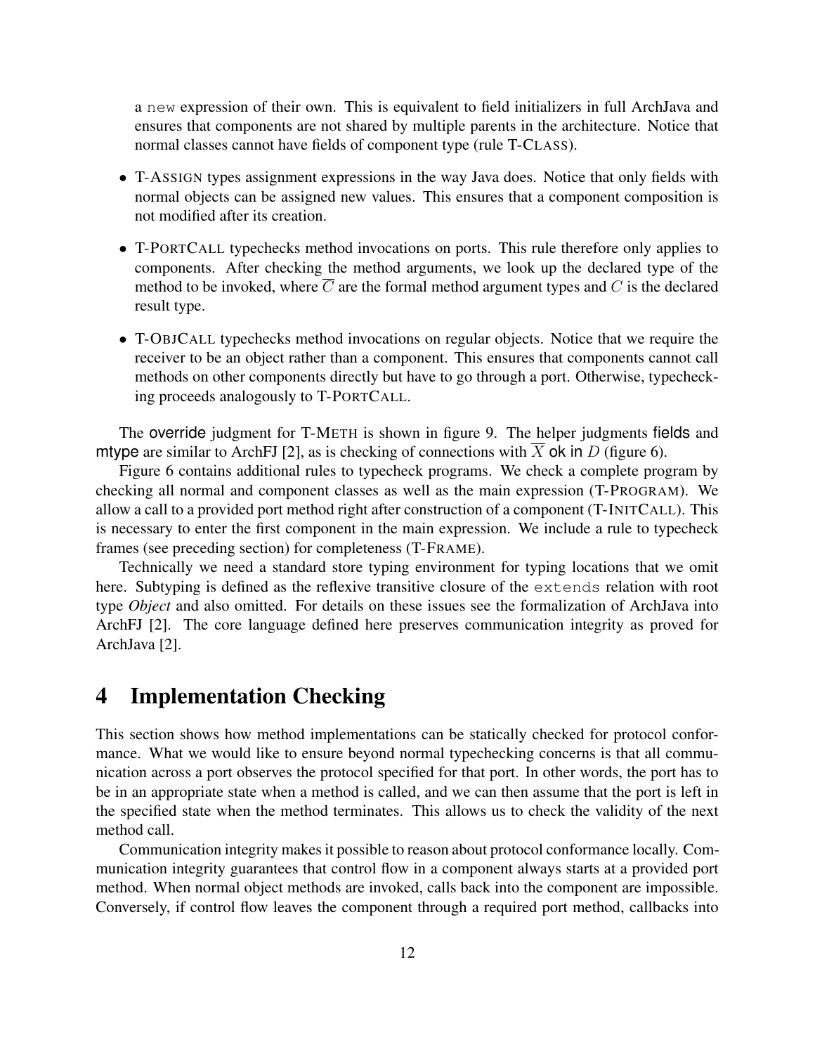a `new` expression of their own. This is equivalent to field initializers in full ArchJava and ensures that components are not shared by multiple parents in the architecture. Notice that normal classes cannot have fields of component type (rule T-CLASS).

- T-ASSIGN types assignment expressions in the way Java does. Notice that only fields with normal objects can be assigned new values. This ensures that a component composition is not modified after its creation.

- T-PORTCALL typechecks method invocations on ports. This rule therefore only applies to components. After checking the method arguments, we look up the declared type of the method to be invoked, where $\overline{C}$ are the formal method argument types and $C$ is the declared result type.

- T-OBJCALL typechecks method invocations on regular objects. Notice that we require the receiver to be an object rather than a component. This ensures that components cannot call methods on other components directly but have to go through a port. Otherwise, typechecking proceeds analogously to T-PORTCALL.

The override judgment for T-METH is shown in figure 9. The helper judgments fields and mtype are similar to ArchFJ [2], as is checking of connections with $\overline{X}$ ok in $D$ (figure 6).

Figure 6 contains additional rules to typecheck programs. We check a complete program by checking all normal and component classes as well as the main expression (T-PROGRAM). We allow a call to a provided port method right after construction of a component (T-INITCALL). This is necessary to enter the first component in the main expression. We include a rule to typecheck frames (see preceding section) for completeness (T-FRAME).

Technically we need a standard store typing environment for typing locations that we omit here. Subtyping is defined as the reflexive transitive closure of the `extends` relation with root type *Object* and also omitted. For details on these issues see the formalization of ArchJava into ArchFJ [2]. The core language defined here preserves communication integrity as proved for ArchJava [2].

# 4 Implementation Checking

This section shows how method implementations can be statically checked for protocol conformance. What we would like to ensure beyond normal typechecking concerns is that all communication across a port observes the protocol specified for that port. In other words, the port has to be in an appropriate state when a method is called, and we can then assume that the port is left in the specified state when the method terminates. This allows us to check the validity of the next method call.

Communication integrity makes it possible to reason about protocol conformance locally. Communication integrity guarantees that control flow in a component always starts at a provided port method. When normal object methods are invoked, calls back into the component are impossible. Conversely, if control flow leaves the component through a required port method, callbacks into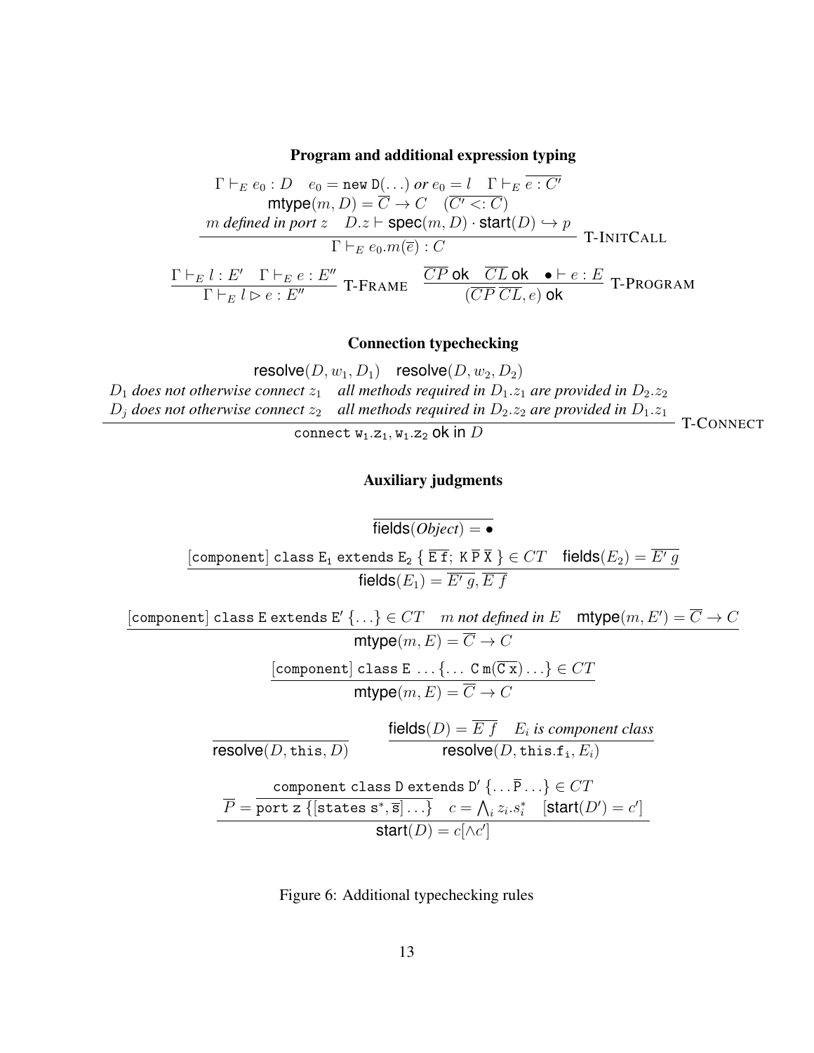### Program and additional expression typing

$$\frac{\begin{array}{c}\Gamma \vdash_E e_0 : D \quad e_0 = \texttt{new D}(\ldots) \textit{ or } e_0 = l \quad \Gamma \vdash_E \overline{e : C'} \\ \mathsf{mtype}(m, D) = \overline{C} \to C \quad (\overline{C' <: C}) \\ m \textit{ defined in port } z \quad D.z \vdash \mathsf{spec}(m, D) \cdot \mathsf{start}(D) \hookrightarrow p\end{array}}{\Gamma \vdash_E e_0.m(\overline{e}) : C} \text{ T-INITCALL}$$

$$\frac{\Gamma \vdash_E l : E' \quad \Gamma \vdash_E e : E''}{\Gamma \vdash_E l \rhd e : E''} \text{ T-FRAME} \qquad \frac{\overline{CP} \text{ ok} \quad \overline{CL} \text{ ok} \quad \bullet \vdash e : E}{(\overline{CP}\ \overline{CL}, e) \text{ ok}} \text{ T-PROGRAM}$$

### Connection typechecking

$$\frac{\begin{array}{c}\mathsf{resolve}(D, w_1, D_1) \quad \mathsf{resolve}(D, w_2, D_2) \\ D_1 \textit{ does not otherwise connect } z_1 \quad \textit{all methods required in } D_1.z_1 \textit{ are provided in } D_2.z_2 \\ D_j \textit{ does not otherwise connect } z_2 \quad \textit{all methods required in } D_2.z_2 \textit{ are provided in } D_1.z_1\end{array}}{\texttt{connect } \texttt{w}_1.\texttt{z}_1, \texttt{w}_1.\texttt{z}_2 \text{ ok in } D} \text{ T-CONNECT}$$

### Auxiliary judgments

$$\frac{}{\mathsf{fields}(\textit{Object}) = \bullet}$$

$$\frac{[\texttt{component}]\ \texttt{class E}_1\ \texttt{extends E}_2\ \{\ \overline{\texttt{E f}};\ \texttt{K}\ \overline{\texttt{P}}\ \overline{\texttt{X}}\ \} \in CT \quad \mathsf{fields}(E_2) = \overline{E'\ g}}{\mathsf{fields}(E_1) = \overline{E'\ g}, \overline{E\ f}}$$

$$\frac{[\texttt{component}]\ \texttt{class E extends E}'\ \{\ldots\} \in CT \quad m \textit{ not defined in } E \quad \mathsf{mtype}(m, E') = \overline{C} \to C}{\mathsf{mtype}(m, E) = \overline{C} \to C}$$

$$\frac{[\texttt{component}]\ \texttt{class E}\ \ldots \{\ldots\ \texttt{C m}(\overline{\texttt{C x}}) \ldots\} \in CT}{\mathsf{mtype}(m, E) = \overline{C} \to C}$$

$$\frac{}{\mathsf{resolve}(D, \texttt{this}, D)} \qquad \frac{\mathsf{fields}(D) = \overline{E\ f} \quad E_i \textit{ is component class}}{\mathsf{resolve}(D, \texttt{this.f}_\texttt{i}, E_i)}$$

$$\frac{\begin{array}{c}\texttt{component class D extends D}'\ \{\ldots \overline{\texttt{P}} \ldots\} \in CT \\ \overline{P} = \overline{\texttt{port z}\ \{[\texttt{states s}^*, \overline{\texttt{s}}] \ldots\}} \quad c = \bigwedge_i z_i.s_i^* \quad [\mathsf{start}(D') = c']\end{array}}{\mathsf{start}(D) = c[\wedge c']}$$

Figure 6: Additional typechecking rules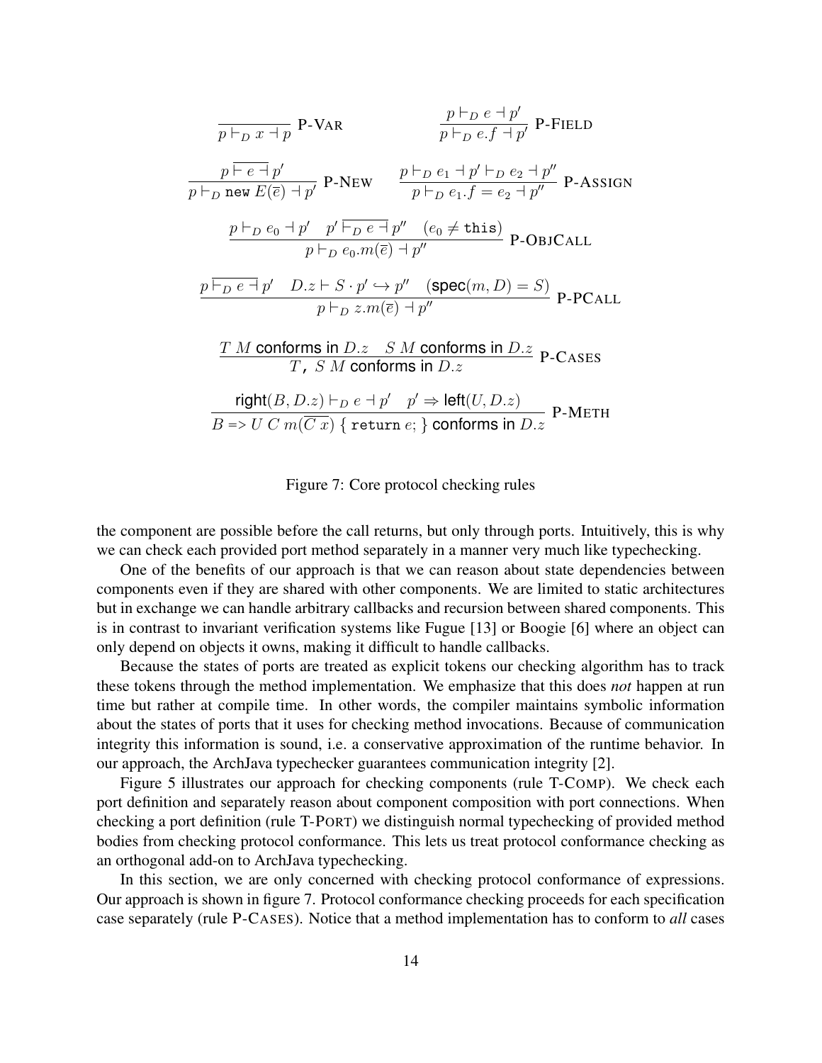$$\frac{}{p \vdash_D x \dashv p} \text{ P-VAR} \qquad \frac{p \vdash_D e \dashv p'}{p \vdash_D e.f \dashv p'} \text{ P-FIELD}$$

$$\frac{p \overline{\vdash e \dashv} p'}{p \vdash_D \texttt{new}\ E(\overline{e}) \dashv p'} \text{ P-NEW} \qquad \frac{p \vdash_D e_1 \dashv p' \vdash_D e_2 \dashv p''}{p \vdash_D e_1.f = e_2 \dashv p''} \text{ P-ASSIGN}$$

$$\frac{p \vdash_D e_0 \dashv p' \quad p' \overline{\vdash_D e \dashv} p'' \quad (e_0 \neq \texttt{this})}{p \vdash_D e_0.m(\overline{e}) \dashv p''} \text{ P-OBJCALL}$$

$$\frac{p \overline{\vdash_D e \dashv} p' \quad D.z \vdash S \cdot p' \hookrightarrow p'' \quad (\textsf{spec}(m, D) = S)}{p \vdash_D z.m(\overline{e}) \dashv p''} \text{ P-PCALL}$$

$$\frac{T\ M \textsf{ conforms in } D.z \quad S\ M \textsf{ conforms in } D.z}{T\texttt{,}\ S\ M \textsf{ conforms in } D.z} \text{ P-CASES}$$

$$\frac{\textsf{right}(B, D.z) \vdash_D e \dashv p' \quad p' \Rightarrow \textsf{left}(U, D.z)}{B \texttt{ => } U\ C\ m(\overline{C\ x})\ \{\ \texttt{return}\ e;\ \} \textsf{ conforms in } D.z} \text{ P-METH}$$

Figure 7: Core protocol checking rules

the component are possible before the call returns, but only through ports. Intuitively, this is why we can check each provided port method separately in a manner very much like typechecking.

One of the benefits of our approach is that we can reason about state dependencies between components even if they are shared with other components. We are limited to static architectures but in exchange we can handle arbitrary callbacks and recursion between shared components. This is in contrast to invariant verification systems like Fugue [13] or Boogie [6] where an object can only depend on objects it owns, making it difficult to handle callbacks.

Because the states of ports are treated as explicit tokens our checking algorithm has to track these tokens through the method implementation. We emphasize that this does *not* happen at run time but rather at compile time. In other words, the compiler maintains symbolic information about the states of ports that it uses for checking method invocations. Because of communication integrity this information is sound, i.e. a conservative approximation of the runtime behavior. In our approach, the ArchJava typechecker guarantees communication integrity [2].

Figure 5 illustrates our approach for checking components (rule T-COMP). We check each port definition and separately reason about component composition with port connections. When checking a port definition (rule T-PORT) we distinguish normal typechecking of provided method bodies from checking protocol conformance. This lets us treat protocol conformance checking as an orthogonal add-on to ArchJava typechecking.

In this section, we are only concerned with checking protocol conformance of expressions. Our approach is shown in figure 7. Protocol conformance checking proceeds for each specification case separately (rule P-CASES). Notice that a method implementation has to conform to *all* cases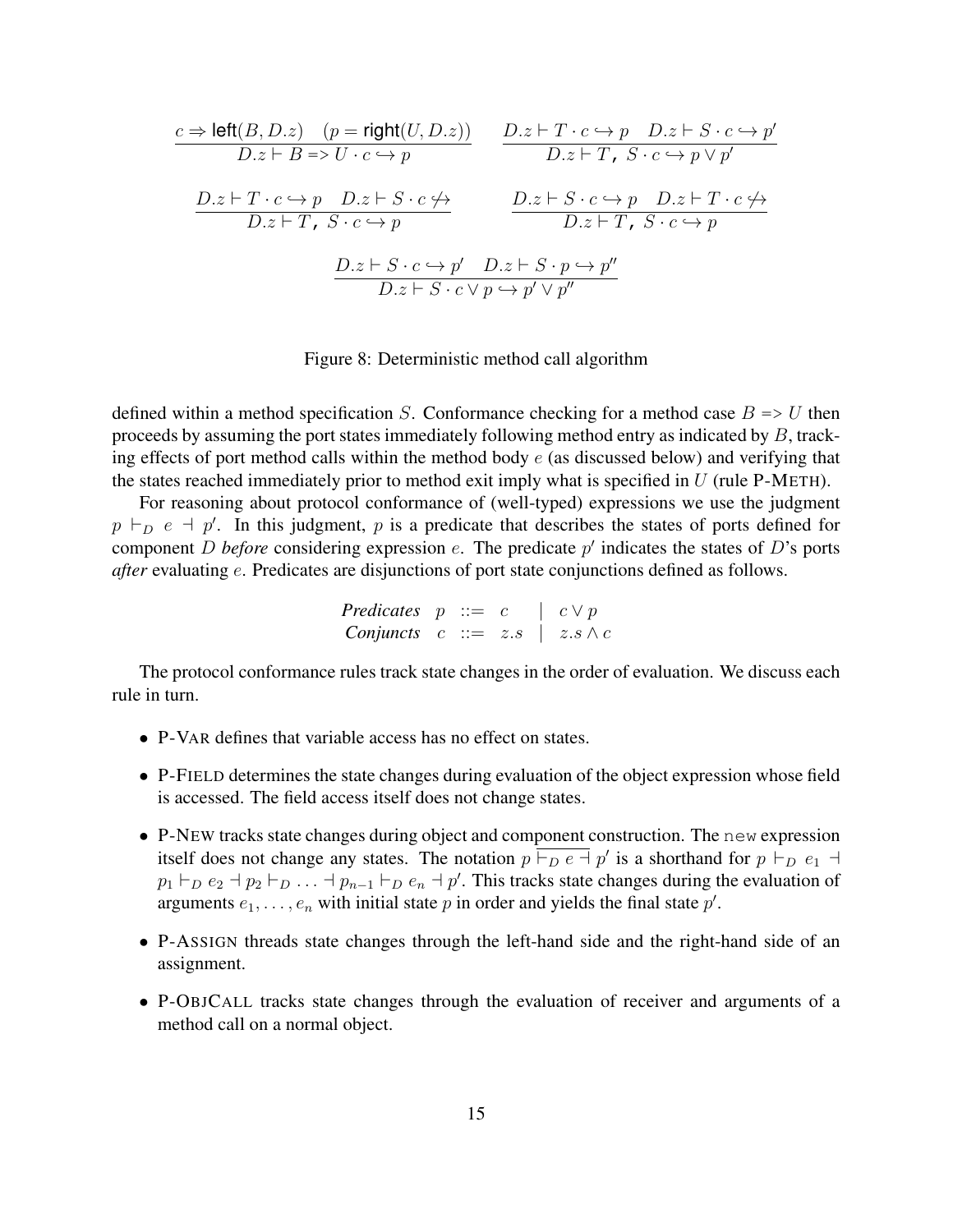$$\frac{c \Rightarrow \mathsf{left}(B, D.z) \quad (p = \mathsf{right}(U, D.z))}{D.z \vdash B \texttt{ => } U \cdot c \hookrightarrow p} \qquad \frac{D.z \vdash T \cdot c \hookrightarrow p \quad D.z \vdash S \cdot c \hookrightarrow p'}{D.z \vdash T\texttt{,}\ S \cdot c \hookrightarrow p \vee p'}$$

$$\frac{D.z \vdash T \cdot c \hookrightarrow p \quad D.z \vdash S \cdot c \not\hookrightarrow}{D.z \vdash T\texttt{,}\ S \cdot c \hookrightarrow p} \qquad \frac{D.z \vdash S \cdot c \hookrightarrow p \quad D.z \vdash T \cdot c \not\hookrightarrow}{D.z \vdash T\texttt{,}\ S \cdot c \hookrightarrow p}$$

$$\frac{D.z \vdash S \cdot c \hookrightarrow p' \quad D.z \vdash S \cdot p \hookrightarrow p''}{D.z \vdash S \cdot c \vee p \hookrightarrow p' \vee p''}$$

Figure 8: Deterministic method call algorithm

defined within a method specification $S$. Conformance checking for a method case $B$ `=>` $U$ then proceeds by assuming the port states immediately following method entry as indicated by $B$, tracking effects of port method calls within the method body $e$ (as discussed below) and verifying that the states reached immediately prior to method exit imply what is specified in $U$ (rule P-METH).

For reasoning about protocol conformance of (well-typed) expressions we use the judgment $p \vdash_D e \dashv p'$. In this judgment, $p$ is a predicate that describes the states of ports defined for component $D$ *before* considering expression $e$. The predicate $p'$ indicates the states of $D$'s ports *after* evaluating $e$. Predicates are disjunctions of port state conjunctions defined as follows.

$$\begin{array}{llcll} \textit{Predicates} & p & ::= & c & \mid \ c \vee p \\ \textit{Conjuncts} & c & ::= & z.s & \mid \ z.s \wedge c \end{array}$$

The protocol conformance rules track state changes in the order of evaluation. We discuss each rule in turn.

- P-VAR defines that variable access has no effect on states.
- P-FIELD determines the state changes during evaluation of the object expression whose field is accessed. The field access itself does not change states.
- P-NEW tracks state changes during object and component construction. The `new` expression itself does not change any states. The notation $p \overline{\vdash_D e \dashv} p'$ is a shorthand for $p \vdash_D e_1 \dashv p_1 \vdash_D e_2 \dashv p_2 \vdash_D \ldots \dashv p_{n-1} \vdash_D e_n \dashv p'$. This tracks state changes during the evaluation of arguments $e_1, \ldots, e_n$ with initial state $p$ in order and yields the final state $p'$.
- P-ASSIGN threads state changes through the left-hand side and the right-hand side of an assignment.
- P-OBJCALL tracks state changes through the evaluation of receiver and arguments of a method call on a normal object.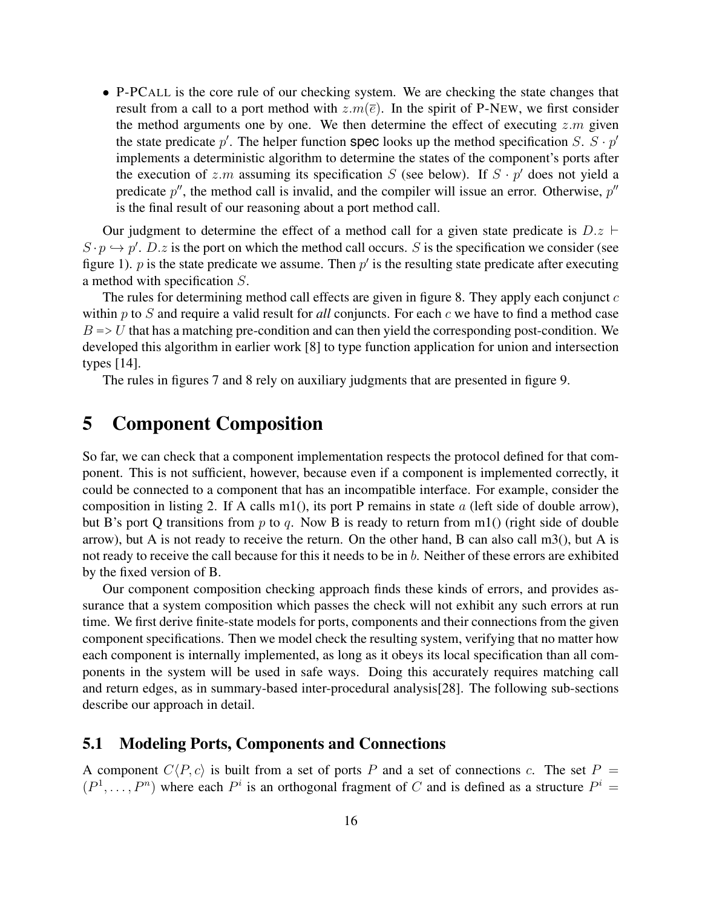- P-PCALL is the core rule of our checking system. We are checking the state changes that result from a call to a port method with $z.m(\overline{e})$. In the spirit of P-NEW, we first consider the method arguments one by one. We then determine the effect of executing $z.m$ given the state predicate $p'$. The helper function **spec** looks up the method specification $S$. $S \cdot p'$ implements a deterministic algorithm to determine the states of the component's ports after the execution of $z.m$ assuming its specification $S$ (see below). If $S \cdot p'$ does not yield a predicate $p''$, the method call is invalid, and the compiler will issue an error. Otherwise, $p''$ is the final result of our reasoning about a port method call.

Our judgment to determine the effect of a method call for a given state predicate is $D.z \vdash S \cdot p \hookrightarrow p'$. $D.z$ is the port on which the method call occurs. $S$ is the specification we consider (see figure 1). $p$ is the state predicate we assume. Then $p'$ is the resulting state predicate after executing a method with specification $S$.

The rules for determining method call effects are given in figure 8. They apply each conjunct $c$ within $p$ to $S$ and require a valid result for *all* conjuncts. For each $c$ we have to find a method case $B$ => $U$ that has a matching pre-condition and can then yield the corresponding post-condition. We developed this algorithm in earlier work [8] to type function application for union and intersection types [14].

The rules in figures 7 and 8 rely on auxiliary judgments that are presented in figure 9.

# 5 Component Composition

So far, we can check that a component implementation respects the protocol defined for that component. This is not sufficient, however, because even if a component is implemented correctly, it could be connected to a component that has an incompatible interface. For example, consider the composition in listing 2. If A calls m1(), its port P remains in state $a$ (left side of double arrow), but B's port Q transitions from $p$ to $q$. Now B is ready to return from m1() (right side of double arrow), but A is not ready to receive the return. On the other hand, B can also call m3(), but A is not ready to receive the call because for this it needs to be in $b$. Neither of these errors are exhibited by the fixed version of B.

Our component composition checking approach finds these kinds of errors, and provides assurance that a system composition which passes the check will not exhibit any such errors at run time. We first derive finite-state models for ports, components and their connections from the given component specifications. Then we model check the resulting system, verifying that no matter how each component is internally implemented, as long as it obeys its local specification than all components in the system will be used in safe ways. Doing this accurately requires matching call and return edges, as in summary-based inter-procedural analysis[28]. The following sub-sections describe our approach in detail.

## 5.1 Modeling Ports, Components and Connections

A component $C\langle P, c\rangle$ is built from a set of ports $P$ and a set of connections $c$. The set $P = (P^1, \ldots, P^n)$ where each $P^i$ is an orthogonal fragment of $C$ and is defined as a structure $P^i =$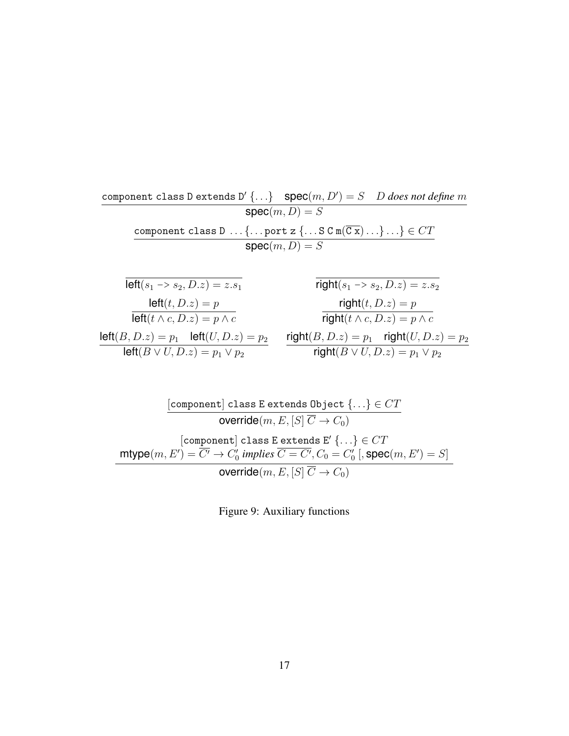$$\frac{\texttt{component class D extends D}'\ \{\ldots\} \quad \textsf{spec}(m, D') = S \quad D \textit{ does not define } m}{\textsf{spec}(m, D) = S}$$

$$\frac{\texttt{component class D}\ \ldots\{\ldots\texttt{port z}\ \{\ldots\texttt{S C m}(\overline{\texttt{C x}})\ldots\}\ldots\} \in CT}{\textsf{spec}(m, D) = S}$$

$$\frac{}{\textsf{left}(s_1 \texttt{ -> } s_2, D.z) = z.s_1}$$

$$\frac{}{\textsf{right}(s_1 \texttt{ -> } s_2, D.z) = z.s_2}$$

$$\frac{\textsf{left}(t, D.z) = p}{\textsf{left}(t \wedge c, D.z) = p \wedge c}$$

$$\frac{\textsf{right}(t, D.z) = p}{\textsf{right}(t \wedge c, D.z) = p \wedge c}$$

$$\frac{\textsf{left}(B, D.z) = p_1 \quad \textsf{left}(U, D.z) = p_2}{\textsf{left}(B \vee U, D.z) = p_1 \vee p_2}$$

$$\frac{\textsf{right}(B, D.z) = p_1 \quad \textsf{right}(U, D.z) = p_2}{\textsf{right}(B \vee U, D.z) = p_1 \vee p_2}$$

$$\frac{[\texttt{component}]\ \texttt{class E extends Object}\ \{\ldots\} \in CT}{\textsf{override}(m, E, [S]\ \overline{C} \rightarrow C_0)}$$

$$\frac{\begin{array}{c}[\texttt{component}]\ \texttt{class E extends E}'\ \{\ldots\} \in CT \\ \textsf{mtype}(m, E') = \overline{C'} \rightarrow C'_0 \textit{ implies } \overline{C = C'}, C_0 = C'_0\ [, \textsf{spec}(m, E') = S]\end{array}}{\textsf{override}(m, E, [S]\ \overline{C} \rightarrow C_0)}$$

Figure 9: Auxiliary functions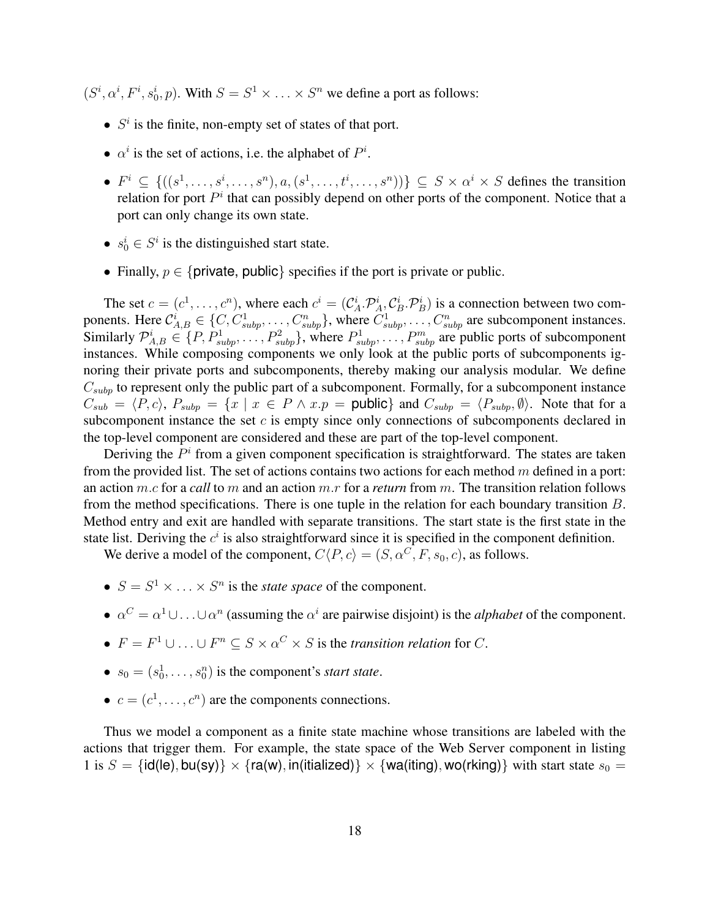$(S^i, \alpha^i, F^i, s_0^i, p)$. With $S = S^1 \times \ldots \times S^n$ we define a port as follows:

- $S^i$ is the finite, non-empty set of states of that port.
- $\alpha^i$ is the set of actions, i.e. the alphabet of $P^i$.
- $F^i \subseteq \{((s^1, \ldots, s^i, \ldots, s^n), a, (s^1, \ldots, t^i, \ldots, s^n))\} \subseteq S \times \alpha^i \times S$ defines the transition relation for port $P^i$ that can possibly depend on other ports of the component. Notice that a port can only change its own state.
- $s_0^i \in S^i$ is the distinguished start state.
- Finally, $p \in \{\textsf{private}, \textsf{public}\}$ specifies if the port is private or public.

The set $c = (c^1, \ldots, c^n)$, where each $c^i = (\mathcal{C}_A^i.\mathcal{P}_A^i, \mathcal{C}_B^i.\mathcal{P}_B^i)$ is a connection between two components. Here $\mathcal{C}_{A,B}^i \in \{C, C_{subp}^1, \ldots, C_{subp}^n\}$, where $C_{subp}^1, \ldots, C_{subp}^n$ are subcomponent instances. Similarly $\mathcal{P}_{A,B}^i \in \{P, P_{subp}^1, \ldots, P_{subp}^2\}$, where $P_{subp}^1, \ldots, P_{subp}^m$ are public ports of subcomponent instances. While composing components we only look at the public ports of subcomponents ignoring their private ports and subcomponents, thereby making our analysis modular. We define $C_{subp}$ to represent only the public part of a subcomponent. Formally, for a subcomponent instance $C_{sub} = \langle P, c \rangle$, $P_{subp} = \{x \mid x \in P \wedge x.p = \textsf{public}\}$ and $C_{subp} = \langle P_{subp}, \emptyset \rangle$. Note that for a subcomponent instance the set $c$ is empty since only connections of subcomponents declared in the top-level component are considered and these are part of the top-level component.

Deriving the $P^i$ from a given component specification is straightforward. The states are taken from the provided list. The set of actions contains two actions for each method $m$ defined in a port: an action $m.c$ for a *call* to $m$ and an action $m.r$ for a *return* from $m$. The transition relation follows from the method specifications. There is one tuple in the relation for each boundary transition $B$. Method entry and exit are handled with separate transitions. The start state is the first state in the state list. Deriving the $c^i$ is also straightforward since it is specified in the component definition.

We derive a model of the component, $C\langle P, c \rangle = (S, \alpha^C, F, s_0, c)$, as follows.

- $S = S^1 \times \ldots \times S^n$ is the *state space* of the component.
- $\alpha^C = \alpha^1 \cup \ldots \cup \alpha^n$ (assuming the $\alpha^i$ are pairwise disjoint) is the *alphabet* of the component.
- $F = F^1 \cup \ldots \cup F^n \subseteq S \times \alpha^C \times S$ is the *transition relation* for $C$.
- $s_0 = (s_0^1, \ldots, s_0^n)$ is the component's *start state*.
- $c = (c^1, \ldots, c^n)$ are the components connections.

Thus we model a component as a finite state machine whose transitions are labeled with the actions that trigger them. For example, the state space of the Web Server component in listing 1 is $S = \{\textsf{id(le)}, \textsf{bu(sy)}\} \times \{\textsf{ra(w)}, \textsf{in(itialized)}\} \times \{\textsf{wa(iting)}, \textsf{wo(rking)}\}$ with start state $s_0 =$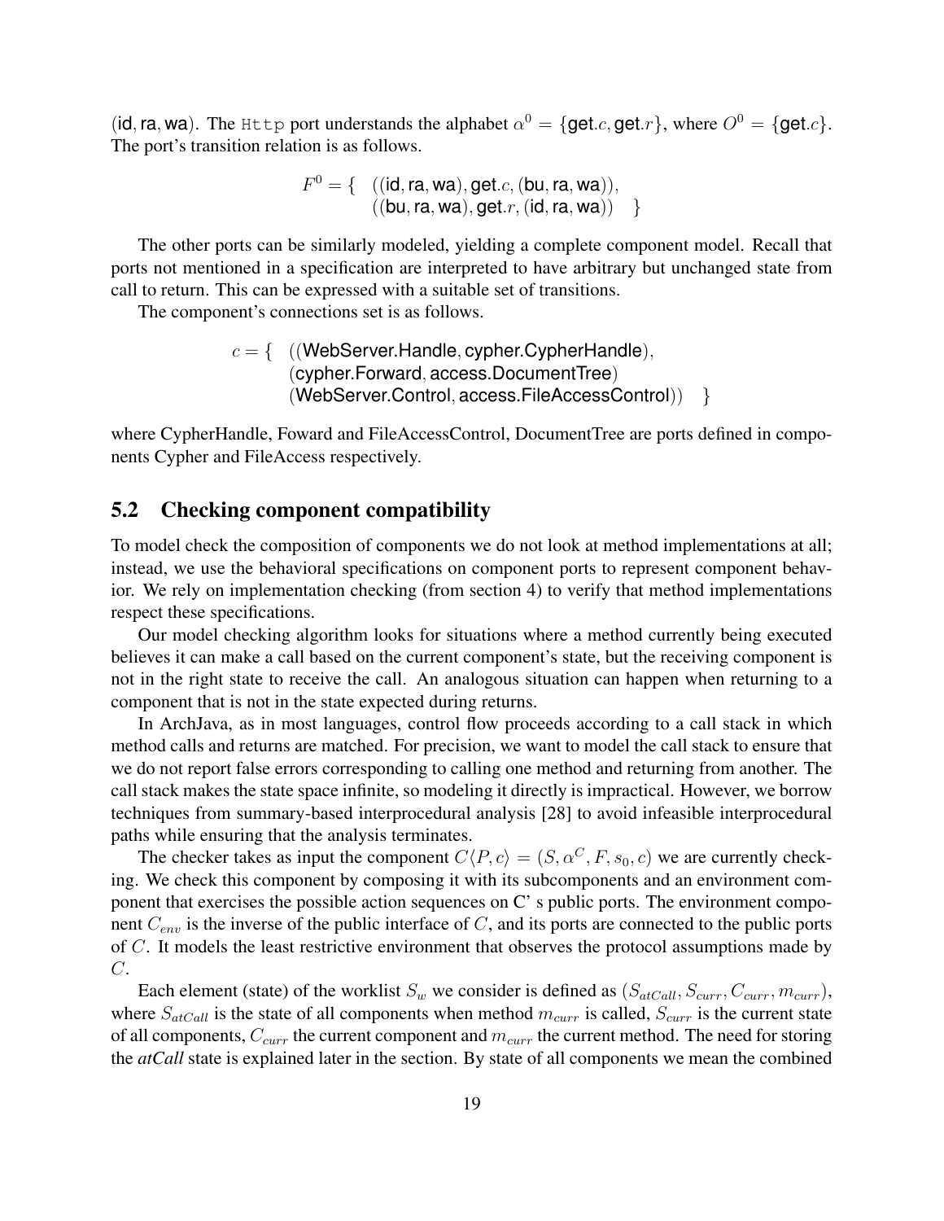(id, ra, wa). The `Http` port understands the alphabet $\alpha^0 = \{\mathsf{get}.c, \mathsf{get}.r\}$, where $O^0 = \{\mathsf{get}.c\}$. The port's transition relation is as follows.

$$F^0 = \{ \quad ((\mathsf{id}, \mathsf{ra}, \mathsf{wa}), \mathsf{get}.c, (\mathsf{bu}, \mathsf{ra}, \mathsf{wa})), \\ ((\mathsf{bu}, \mathsf{ra}, \mathsf{wa}), \mathsf{get}.r, (\mathsf{id}, \mathsf{ra}, \mathsf{wa})) \quad \}$$

The other ports can be similarly modeled, yielding a complete component model. Recall that ports not mentioned in a specification are interpreted to have arbitrary but unchanged state from call to return. This can be expressed with a suitable set of transitions.

The component's connections set is as follows.

$$c = \{ \quad ((\mathsf{WebServer.Handle}, \mathsf{cypher.CypherHandle}), \\ (\mathsf{cypher.Forward}, \mathsf{access.DocumentTree}) \\ (\mathsf{WebServer.Control}, \mathsf{access.FileAccessControl})) \quad \}$$

where CypherHandle, Foward and FileAccessControl, DocumentTree are ports defined in components Cypher and FileAccess respectively.

## 5.2 Checking component compatibility

To model check the composition of components we do not look at method implementations at all; instead, we use the behavioral specifications on component ports to represent component behavior. We rely on implementation checking (from section 4) to verify that method implementations respect these specifications.

Our model checking algorithm looks for situations where a method currently being executed believes it can make a call based on the current component's state, but the receiving component is not in the right state to receive the call. An analogous situation can happen when returning to a component that is not in the state expected during returns.

In ArchJava, as in most languages, control flow proceeds according to a call stack in which method calls and returns are matched. For precision, we want to model the call stack to ensure that we do not report false errors corresponding to calling one method and returning from another. The call stack makes the state space infinite, so modeling it directly is impractical. However, we borrow techniques from summary-based interprocedural analysis [28] to avoid infeasible interprocedural paths while ensuring that the analysis terminates.

The checker takes as input the component $C\langle P, c\rangle = (S, \alpha^C, F, s_0, c)$ we are currently checking. We check this component by composing it with its subcomponents and an environment component that exercises the possible action sequences on C' s public ports. The environment component $C_{env}$ is the inverse of the public interface of $C$, and its ports are connected to the public ports of $C$. It models the least restrictive environment that observes the protocol assumptions made by $C$.

Each element (state) of the worklist $S_w$ we consider is defined as $(S_{atCall}, S_{curr}, C_{curr}, m_{curr})$, where $S_{atCall}$ is the state of all components when method $m_{curr}$ is called, $S_{curr}$ is the current state of all components, $C_{curr}$ the current component and $m_{curr}$ the current method. The need for storing the *atCall* state is explained later in the section. By state of all components we mean the combined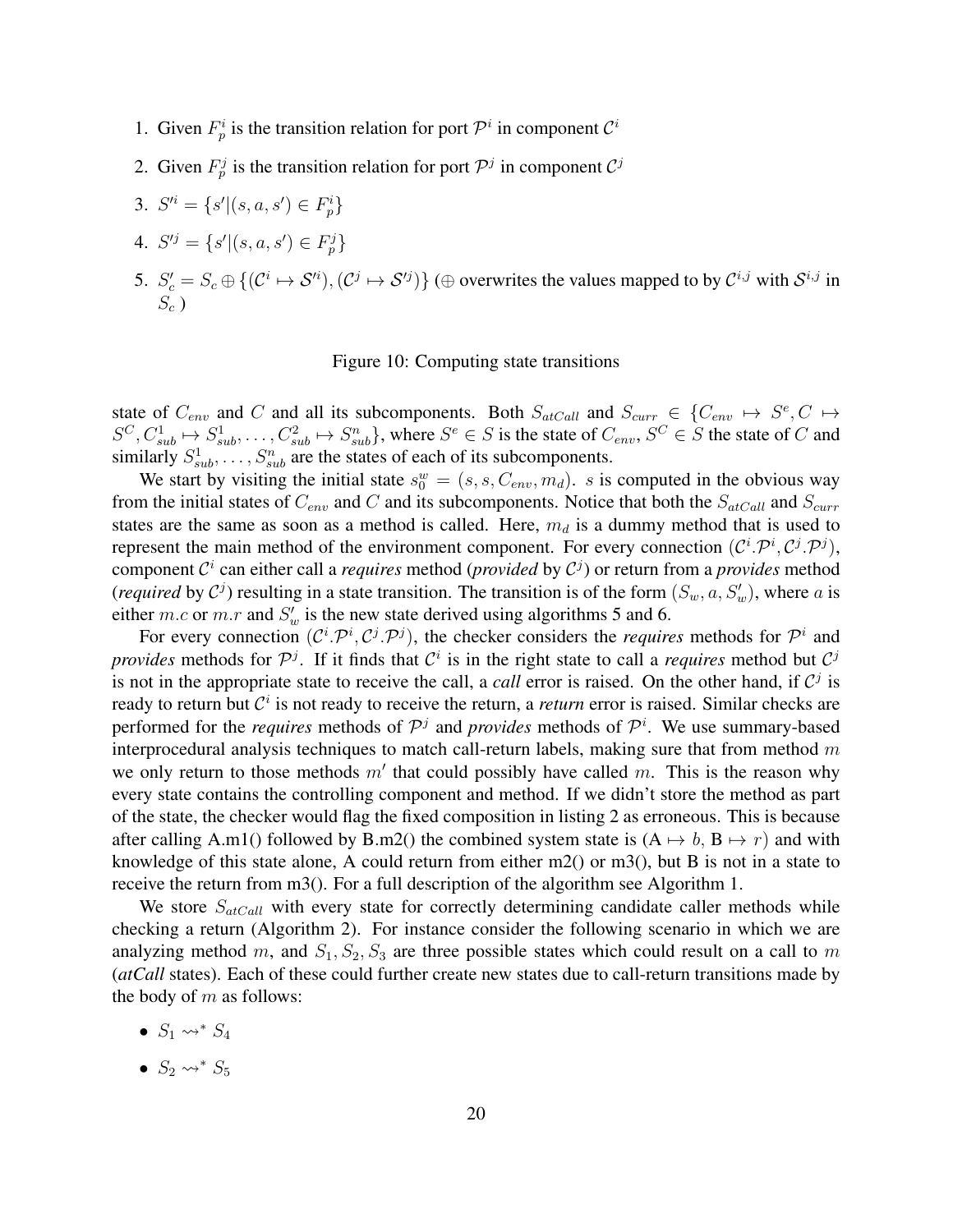1. Given $F_p^i$ is the transition relation for port $\mathcal{P}^i$ in component $\mathcal{C}^i$
2. Given $F_p^j$ is the transition relation for port $\mathcal{P}^j$ in component $\mathcal{C}^j$
3. $S'^i = \{s' | (s, a, s') \in F_p^i\}$
4. $S'^j = \{s' | (s, a, s') \in F_p^j\}$
5. $S'_c = S_c \oplus \{(\mathcal{C}^i \mapsto \mathcal{S}'^i), (\mathcal{C}^j \mapsto \mathcal{S}'^j)\}$ ($\oplus$ overwrites the values mapped to by $\mathcal{C}^{i,j}$ with $\mathcal{S}^{i,j}$ in $S_c$ )

Figure 10: Computing state transitions

state of $C_{env}$ and $C$ and all its subcomponents. Both $S_{atCall}$ and $S_{curr} \in \{C_{env} \mapsto S^e, C \mapsto S^C, C_{sub}^1 \mapsto S_{sub}^1, \ldots, C_{sub}^2 \mapsto S_{sub}^n\}$, where $S^e \in S$ is the state of $C_{env}$, $S^C \in S$ the state of $C$ and similarly $S_{sub}^1, \ldots, S_{sub}^n$ are the states of each of its subcomponents.

We start by visiting the initial state $s_0^w = (s, s, C_{env}, m_d)$. $s$ is computed in the obvious way from the initial states of $C_{env}$ and $C$ and its subcomponents. Notice that both the $S_{atCall}$ and $S_{curr}$ states are the same as soon as a method is called. Here, $m_d$ is a dummy method that is used to represent the main method of the environment component. For every connection $(\mathcal{C}^i.\mathcal{P}^i, \mathcal{C}^j.\mathcal{P}^j)$, component $\mathcal{C}^i$ can either call a *requires* method (*provided* by $\mathcal{C}^j$) or return from a *provides* method (*required* by $\mathcal{C}^j$) resulting in a state transition. The transition is of the form $(S_w, a, S'_w)$, where $a$ is either $m.c$ or $m.r$ and $S'_w$ is the new state derived using algorithms 5 and 6.

For every connection $(\mathcal{C}^i.\mathcal{P}^i, \mathcal{C}^j.\mathcal{P}^j)$, the checker considers the *requires* methods for $\mathcal{P}^i$ and *provides* methods for $\mathcal{P}^j$. If it finds that $\mathcal{C}^i$ is in the right state to call a *requires* method but $\mathcal{C}^j$ is not in the appropriate state to receive the call, a *call* error is raised. On the other hand, if $\mathcal{C}^j$ is ready to return but $\mathcal{C}^i$ is not ready to receive the return, a *return* error is raised. Similar checks are performed for the *requires* methods of $\mathcal{P}^j$ and *provides* methods of $\mathcal{P}^i$. We use summary-based interprocedural analysis techniques to match call-return labels, making sure that from method $m$ we only return to those methods $m'$ that could possibly have called $m$. This is the reason why every state contains the controlling component and method. If we didn't store the method as part of the state, the checker would flag the fixed composition in listing 2 as erroneous. This is because after calling A.m1() followed by B.m2() the combined system state is (A $\mapsto b$, B $\mapsto r$) and with knowledge of this state alone, A could return from either m2() or m3(), but B is not in a state to receive the return from m3(). For a full description of the algorithm see Algorithm 1.

We store $S_{atCall}$ with every state for correctly determining candidate caller methods while checking a return (Algorithm 2). For instance consider the following scenario in which we are analyzing method $m$, and $S_1, S_2, S_3$ are three possible states which could result on a call to $m$ (*atCall* states). Each of these could further create new states due to call-return transitions made by the body of $m$ as follows:

- $S_1 \rightsquigarrow^* S_4$
- $S_2 \rightsquigarrow^* S_5$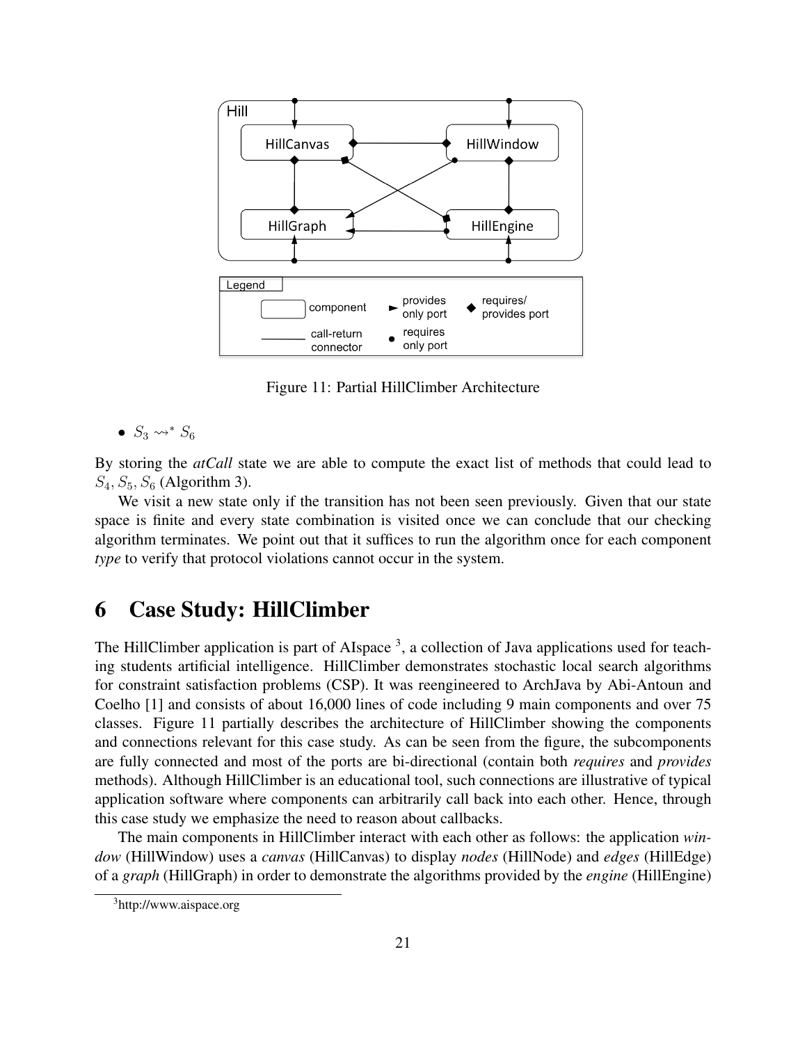Figure 11: Partial HillClimber Architecture

- $S_3 \rightsquigarrow^* S_6$

By storing the *atCall* state we are able to compute the exact list of methods that could lead to $S_4, S_5, S_6$ (Algorithm 3).

We visit a new state only if the transition has not been seen previously. Given that our state space is finite and every state combination is visited once we can conclude that our checking algorithm terminates. We point out that it suffices to run the algorithm once for each component *type* to verify that protocol violations cannot occur in the system.

# 6 Case Study: HillClimber

The HillClimber application is part of AIspace [3], a collection of Java applications used for teaching students artificial intelligence. HillClimber demonstrates stochastic local search algorithms for constraint satisfaction problems (CSP). It was reengineered to ArchJava by Abi-Antoun and Coelho [1] and consists of about 16,000 lines of code including 9 main components and over 75 classes. Figure 11 partially describes the architecture of HillClimber showing the components and connections relevant for this case study. As can be seen from the figure, the subcomponents are fully connected and most of the ports are bi-directional (contain both *requires* and *provides* methods). Although HillClimber is an educational tool, such connections are illustrative of typical application software where components can arbitrarily call back into each other. Hence, through this case study we emphasize the need to reason about callbacks.

The main components in HillClimber interact with each other as follows: the application *window* (HillWindow) uses a *canvas* (HillCanvas) to display *nodes* (HillNode) and *edges* (HillEdge) of a *graph* (HillGraph) in order to demonstrate the algorithms provided by the *engine* (HillEngine)

[3] http://www.aispace.org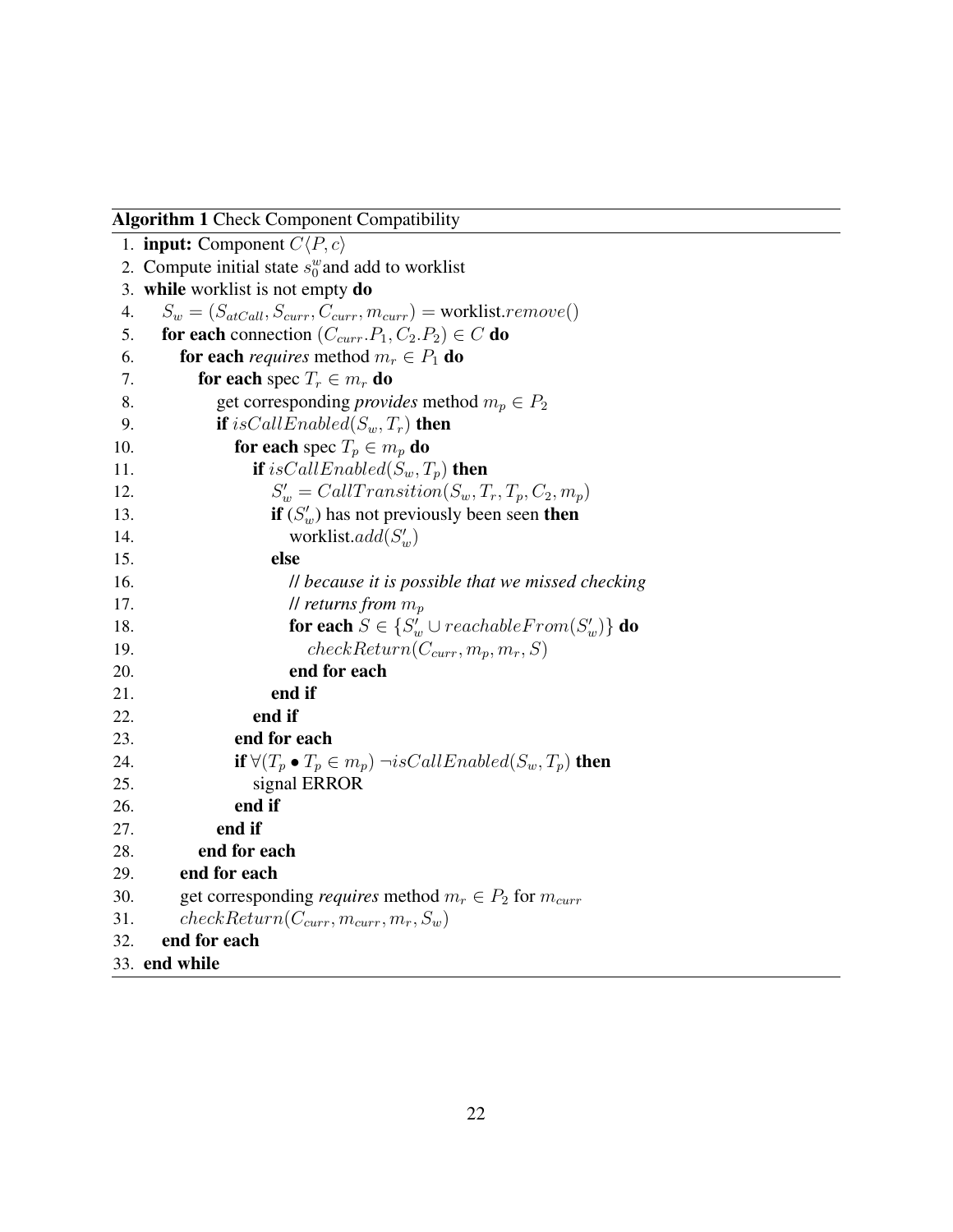**Algorithm 1** Check Component Compatibility

```
 1. input: Component C⟨P, c⟩
 2. Compute initial state s_0^w and add to worklist
 3. while worklist is not empty do
 4.    S_w = (S_atCall, S_curr, C_curr, m_curr) = worklist.remove()
 5.    for each connection (C_curr.P_1, C_2.P_2) ∈ C do
 6.       for each requires method m_r ∈ P_1 do
 7.          for each spec T_r ∈ m_r do
 8.             get corresponding provides method m_p ∈ P_2
 9.             if isCallEnabled(S_w, T_r) then
10.                for each spec T_p ∈ m_p do
11.                   if isCallEnabled(S_w, T_p) then
12.                      S'_w = CallTransition(S_w, T_r, T_p, C_2, m_p)
13.                      if (S'_w) has not previously been seen then
14.                         worklist.add(S'_w)
15.                      else
16.                         // because it is possible that we missed checking
17.                         // returns from m_p
18.                         for each S ∈ {S'_w ∪ reachableFrom(S'_w)} do
19.                            checkReturn(C_curr, m_p, m_r, S)
20.                         end for each
21.                      end if
22.                   end if
23.                end for each
24.                if ∀(T_p • T_p ∈ m_p) ¬isCallEnabled(S_w, T_p) then
25.                   signal ERROR
26.                end if
27.             end if
28.          end for each
29.       end for each
30.       get corresponding requires method m_r ∈ P_2 for m_curr
31.       checkReturn(C_curr, m_curr, m_r, S_w)
32.    end for each
33. end while
```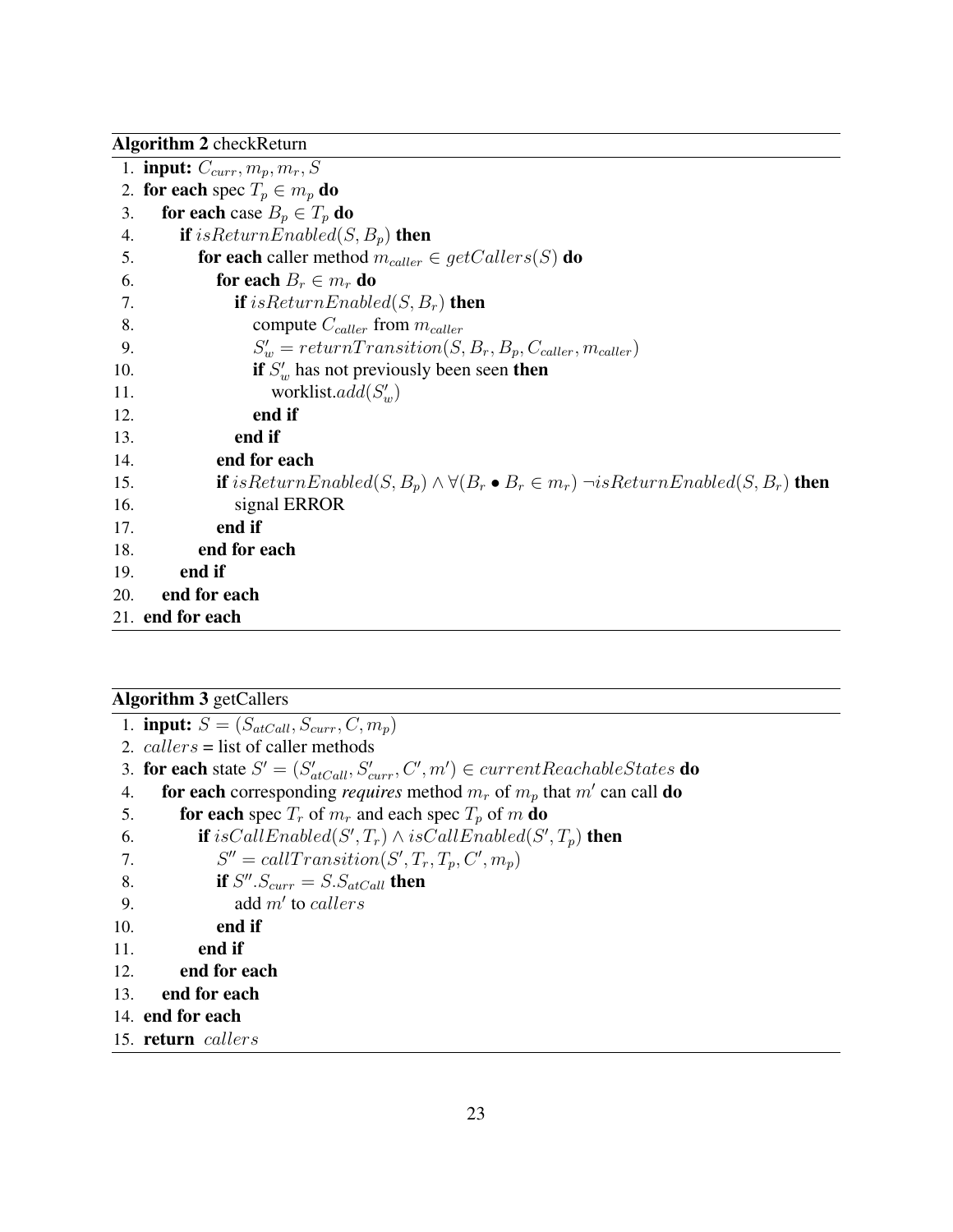**Algorithm 2** checkReturn

1. **input:** $C_{curr}, m_p, m_r, S$
2. **for each** spec $T_p \in m_p$ **do**
3. &nbsp;&nbsp;&nbsp;&nbsp;**for each** case $B_p \in T_p$ **do**
4. &nbsp;&nbsp;&nbsp;&nbsp;&nbsp;&nbsp;&nbsp;&nbsp;**if** $isReturnEnabled(S, B_p)$ **then**
5. &nbsp;&nbsp;&nbsp;&nbsp;&nbsp;&nbsp;&nbsp;&nbsp;&nbsp;&nbsp;&nbsp;&nbsp;**for each** caller method $m_{caller} \in getCallers(S)$ **do**
6. &nbsp;&nbsp;&nbsp;&nbsp;&nbsp;&nbsp;&nbsp;&nbsp;&nbsp;&nbsp;&nbsp;&nbsp;&nbsp;&nbsp;&nbsp;&nbsp;**for each** $B_r \in m_r$ **do**
7. &nbsp;&nbsp;&nbsp;&nbsp;&nbsp;&nbsp;&nbsp;&nbsp;&nbsp;&nbsp;&nbsp;&nbsp;&nbsp;&nbsp;&nbsp;&nbsp;&nbsp;&nbsp;&nbsp;&nbsp;**if** $isReturnEnabled(S, B_r)$ **then**
8. &nbsp;&nbsp;&nbsp;&nbsp;&nbsp;&nbsp;&nbsp;&nbsp;&nbsp;&nbsp;&nbsp;&nbsp;&nbsp;&nbsp;&nbsp;&nbsp;&nbsp;&nbsp;&nbsp;&nbsp;&nbsp;&nbsp;&nbsp;&nbsp;compute $C_{caller}$ from $m_{caller}$
9. &nbsp;&nbsp;&nbsp;&nbsp;&nbsp;&nbsp;&nbsp;&nbsp;&nbsp;&nbsp;&nbsp;&nbsp;&nbsp;&nbsp;&nbsp;&nbsp;&nbsp;&nbsp;&nbsp;&nbsp;&nbsp;&nbsp;&nbsp;&nbsp;$S'_w = returnTransition(S, B_r, B_p, C_{caller}, m_{caller})$
10. &nbsp;&nbsp;&nbsp;&nbsp;&nbsp;&nbsp;&nbsp;&nbsp;&nbsp;&nbsp;&nbsp;&nbsp;&nbsp;&nbsp;&nbsp;&nbsp;&nbsp;&nbsp;&nbsp;&nbsp;&nbsp;&nbsp;&nbsp;&nbsp;**if** $S'_w$ has not previously been seen **then**
11. &nbsp;&nbsp;&nbsp;&nbsp;&nbsp;&nbsp;&nbsp;&nbsp;&nbsp;&nbsp;&nbsp;&nbsp;&nbsp;&nbsp;&nbsp;&nbsp;&nbsp;&nbsp;&nbsp;&nbsp;&nbsp;&nbsp;&nbsp;&nbsp;&nbsp;&nbsp;&nbsp;&nbsp;worklist.$add(S'_w)$
12. &nbsp;&nbsp;&nbsp;&nbsp;&nbsp;&nbsp;&nbsp;&nbsp;&nbsp;&nbsp;&nbsp;&nbsp;&nbsp;&nbsp;&nbsp;&nbsp;&nbsp;&nbsp;&nbsp;&nbsp;&nbsp;&nbsp;&nbsp;&nbsp;**end if**
13. &nbsp;&nbsp;&nbsp;&nbsp;&nbsp;&nbsp;&nbsp;&nbsp;&nbsp;&nbsp;&nbsp;&nbsp;&nbsp;&nbsp;&nbsp;&nbsp;&nbsp;&nbsp;&nbsp;&nbsp;**end if**
14. &nbsp;&nbsp;&nbsp;&nbsp;&nbsp;&nbsp;&nbsp;&nbsp;&nbsp;&nbsp;&nbsp;&nbsp;&nbsp;&nbsp;&nbsp;&nbsp;**end for each**
15. &nbsp;&nbsp;&nbsp;&nbsp;&nbsp;&nbsp;&nbsp;&nbsp;&nbsp;&nbsp;&nbsp;&nbsp;&nbsp;&nbsp;&nbsp;&nbsp;**if** $isReturnEnabled(S, B_p) \wedge \forall(B_r \bullet B_r \in m_r) \neg isReturnEnabled(S, B_r)$ **then**
16. &nbsp;&nbsp;&nbsp;&nbsp;&nbsp;&nbsp;&nbsp;&nbsp;&nbsp;&nbsp;&nbsp;&nbsp;&nbsp;&nbsp;&nbsp;&nbsp;&nbsp;&nbsp;&nbsp;&nbsp;signal ERROR
17. &nbsp;&nbsp;&nbsp;&nbsp;&nbsp;&nbsp;&nbsp;&nbsp;&nbsp;&nbsp;&nbsp;&nbsp;&nbsp;&nbsp;&nbsp;&nbsp;**end if**
18. &nbsp;&nbsp;&nbsp;&nbsp;&nbsp;&nbsp;&nbsp;&nbsp;&nbsp;&nbsp;&nbsp;&nbsp;**end for each**
19. &nbsp;&nbsp;&nbsp;&nbsp;&nbsp;&nbsp;&nbsp;&nbsp;**end if**
20. &nbsp;&nbsp;&nbsp;&nbsp;**end for each**
21. **end for each**

**Algorithm 3** getCallers

1. **input:** $S = (S_{atCall}, S_{curr}, C, m_p)$
2. $callers$ = list of caller methods
3. **for each** state $S' = (S'_{atCall}, S'_{curr}, C', m') \in currentReachableStates$ **do**
4. &nbsp;&nbsp;&nbsp;&nbsp;**for each** corresponding ***requires*** method $m_r$ of $m_p$ that $m'$ can call **do**
5. &nbsp;&nbsp;&nbsp;&nbsp;&nbsp;&nbsp;&nbsp;&nbsp;**for each** spec $T_r$ of $m_r$ and each spec $T_p$ of $m$ **do**
6. &nbsp;&nbsp;&nbsp;&nbsp;&nbsp;&nbsp;&nbsp;&nbsp;&nbsp;&nbsp;&nbsp;&nbsp;**if** $isCallEnabled(S', T_r) \wedge isCallEnabled(S', T_p)$ **then**
7. &nbsp;&nbsp;&nbsp;&nbsp;&nbsp;&nbsp;&nbsp;&nbsp;&nbsp;&nbsp;&nbsp;&nbsp;&nbsp;&nbsp;&nbsp;&nbsp;$S'' = callTransition(S', T_r, T_p, C', m_p)$
8. &nbsp;&nbsp;&nbsp;&nbsp;&nbsp;&nbsp;&nbsp;&nbsp;&nbsp;&nbsp;&nbsp;&nbsp;&nbsp;&nbsp;&nbsp;&nbsp;**if** $S''.S_{curr} = S.S_{atCall}$ **then**
9. &nbsp;&nbsp;&nbsp;&nbsp;&nbsp;&nbsp;&nbsp;&nbsp;&nbsp;&nbsp;&nbsp;&nbsp;&nbsp;&nbsp;&nbsp;&nbsp;&nbsp;&nbsp;&nbsp;&nbsp;add $m'$ to $callers$
10. &nbsp;&nbsp;&nbsp;&nbsp;&nbsp;&nbsp;&nbsp;&nbsp;&nbsp;&nbsp;&nbsp;&nbsp;&nbsp;&nbsp;&nbsp;&nbsp;**end if**
11. &nbsp;&nbsp;&nbsp;&nbsp;&nbsp;&nbsp;&nbsp;&nbsp;&nbsp;&nbsp;&nbsp;&nbsp;**end if**
12. &nbsp;&nbsp;&nbsp;&nbsp;&nbsp;&nbsp;&nbsp;&nbsp;**end for each**
13. &nbsp;&nbsp;&nbsp;&nbsp;**end for each**
14. **end for each**
15. **return** $callers$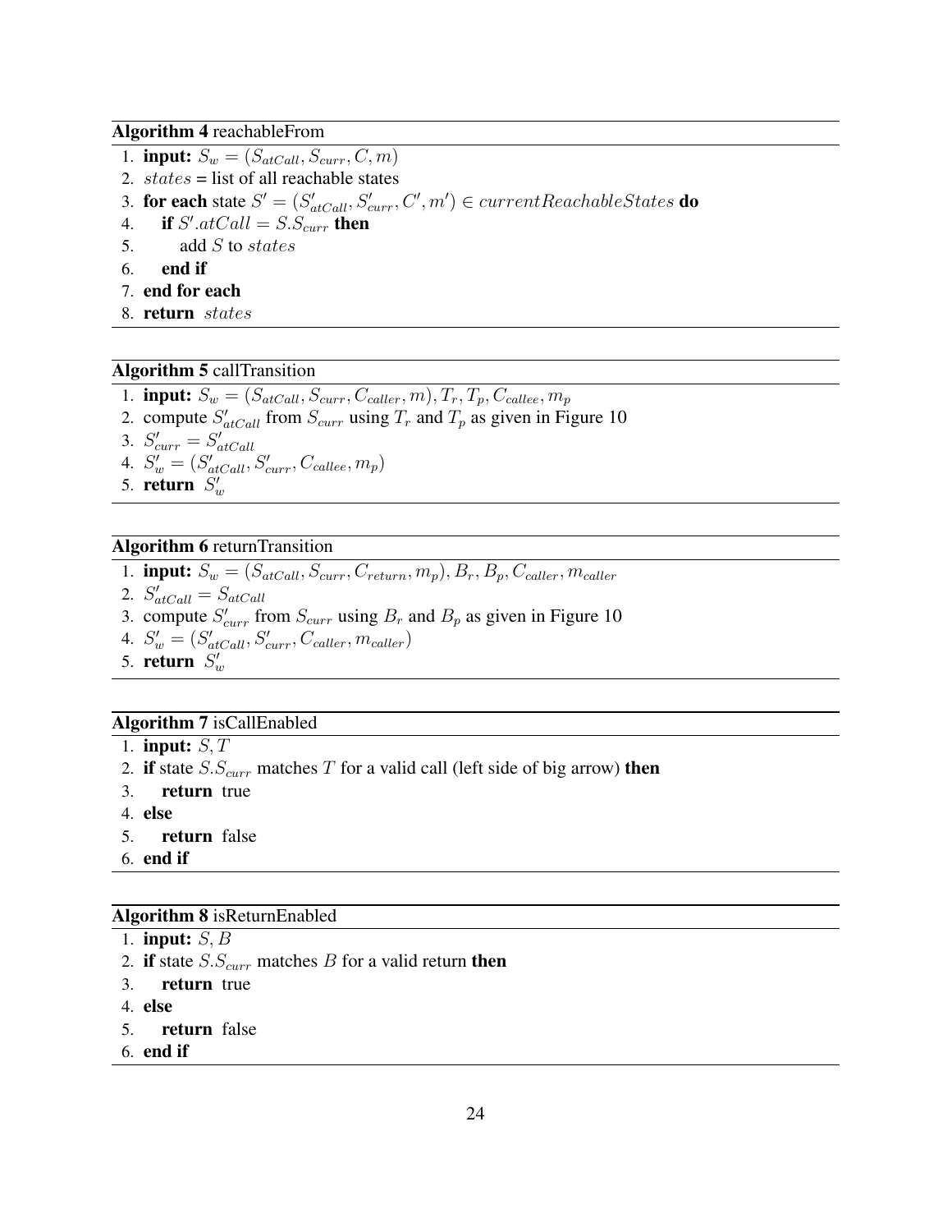**Algorithm 4** reachableFrom

1. **input:** $S_w = (S_{atCall}, S_{curr}, C, m)$
2. $states$ = list of all reachable states
3. **for each** state $S' = (S'_{atCall}, S'_{curr}, C', m') \in currentReachableStates$ **do**
4. &nbsp;&nbsp;&nbsp;&nbsp;**if** $S'.atCall = S.S_{curr}$ **then**
5. &nbsp;&nbsp;&nbsp;&nbsp;&nbsp;&nbsp;&nbsp;&nbsp;add $S$ to $states$
6. &nbsp;&nbsp;&nbsp;&nbsp;**end if**
7. **end for each**
8. **return** $states$

**Algorithm 5** callTransition

1. **input:** $S_w = (S_{atCall}, S_{curr}, C_{caller}, m), T_r, T_p, C_{callee}, m_p$
2. compute $S'_{atCall}$ from $S_{curr}$ using $T_r$ and $T_p$ as given in Figure 10
3. $S'_{curr} = S'_{atCall}$
4. $S'_w = (S'_{atCall}, S'_{curr}, C_{callee}, m_p)$
5. **return** $S'_w$

**Algorithm 6** returnTransition

1. **input:** $S_w = (S_{atCall}, S_{curr}, C_{return}, m_p), B_r, B_p, C_{caller}, m_{caller}$
2. $S'_{atCall} = S_{atCall}$
3. compute $S'_{curr}$ from $S_{curr}$ using $B_r$ and $B_p$ as given in Figure 10
4. $S'_w = (S'_{atCall}, S'_{curr}, C_{caller}, m_{caller})$
5. **return** $S'_w$

**Algorithm 7** isCallEnabled

1. **input:** $S, T$
2. **if** state $S.S_{curr}$ matches $T$ for a valid call (left side of big arrow) **then**
3. &nbsp;&nbsp;&nbsp;&nbsp;**return** true
4. **else**
5. &nbsp;&nbsp;&nbsp;&nbsp;**return** false
6. **end if**

**Algorithm 8** isReturnEnabled

1. **input:** $S, B$
2. **if** state $S.S_{curr}$ matches $B$ for a valid return **then**
3. &nbsp;&nbsp;&nbsp;&nbsp;**return** true
4. **else**
5. &nbsp;&nbsp;&nbsp;&nbsp;**return** false
6. **end if**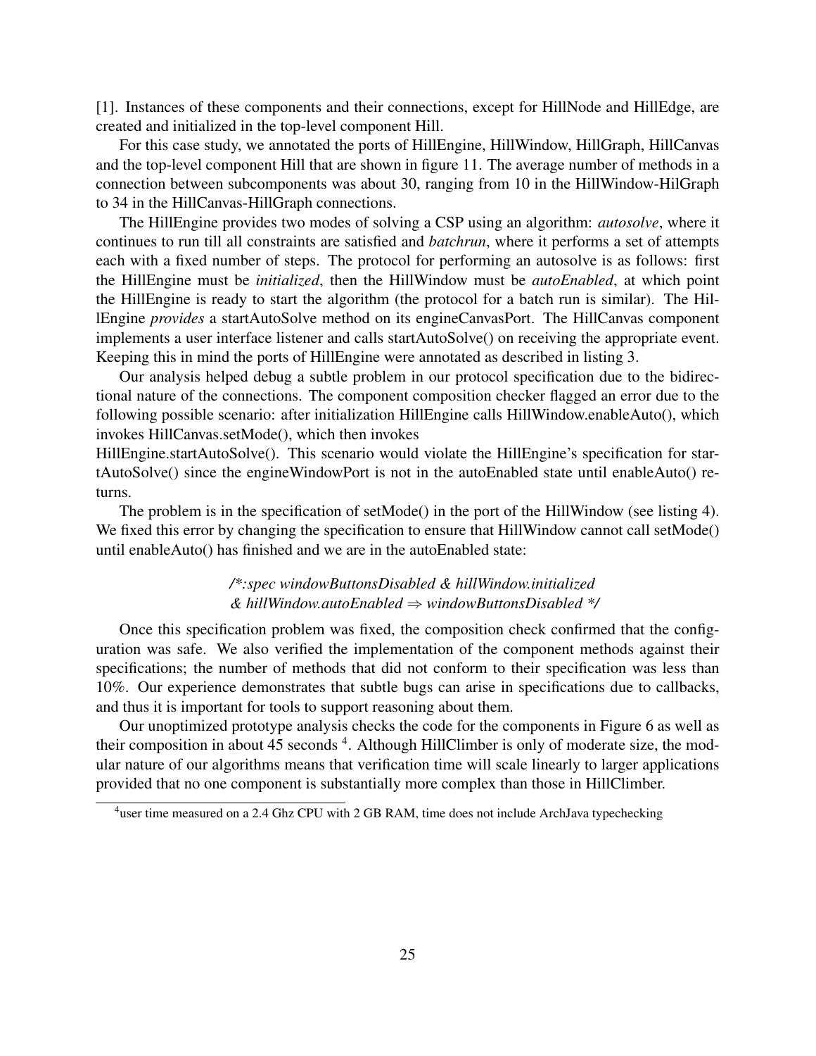[1]. Instances of these components and their connections, except for HillNode and HillEdge, are created and initialized in the top-level component Hill.

For this case study, we annotated the ports of HillEngine, HillWindow, HillGraph, HillCanvas and the top-level component Hill that are shown in figure 11. The average number of methods in a connection between subcomponents was about 30, ranging from 10 in the HillWindow-HilGraph to 34 in the HillCanvas-HillGraph connections.

The HillEngine provides two modes of solving a CSP using an algorithm: *autosolve*, where it continues to run till all constraints are satisfied and *batchrun*, where it performs a set of attempts each with a fixed number of steps. The protocol for performing an autosolve is as follows: first the HillEngine must be *initialized*, then the HillWindow must be *autoEnabled*, at which point the HillEngine is ready to start the algorithm (the protocol for a batch run is similar). The HillEngine *provides* a startAutoSolve method on its engineCanvasPort. The HillCanvas component implements a user interface listener and calls startAutoSolve() on receiving the appropriate event. Keeping this in mind the ports of HillEngine were annotated as described in listing 3.

Our analysis helped debug a subtle problem in our protocol specification due to the bidirectional nature of the connections. The component composition checker flagged an error due to the following possible scenario: after initialization HillEngine calls HillWindow.enableAuto(), which invokes HillCanvas.setMode(), which then invokes HillEngine.startAutoSolve(). This scenario would violate the HillEngine's specification for startAutoSolve() since the engineWindowPort is not in the autoEnabled state until enableAuto() returns.

The problem is in the specification of setMode() in the port of the HillWindow (see listing 4). We fixed this error by changing the specification to ensure that HillWindow cannot call setMode() until enableAuto() has finished and we are in the autoEnabled state:

*/\*:spec windowButtonsDisabled & hillWindow.initialized & hillWindow.autoEnabled ⇒ windowButtonsDisabled \*/*

Once this specification problem was fixed, the composition check confirmed that the configuration was safe. We also verified the implementation of the component methods against their specifications; the number of methods that did not conform to their specification was less than 10%. Our experience demonstrates that subtle bugs can arise in specifications due to callbacks, and thus it is important for tools to support reasoning about them.

Our unoptimized prototype analysis checks the code for the components in Figure 6 as well as their composition in about 45 seconds [4]. Although HillClimber is only of moderate size, the modular nature of our algorithms means that verification time will scale linearly to larger applications provided that no one component is substantially more complex than those in HillClimber.

[4] user time measured on a 2.4 Ghz CPU with 2 GB RAM, time does not include ArchJava typechecking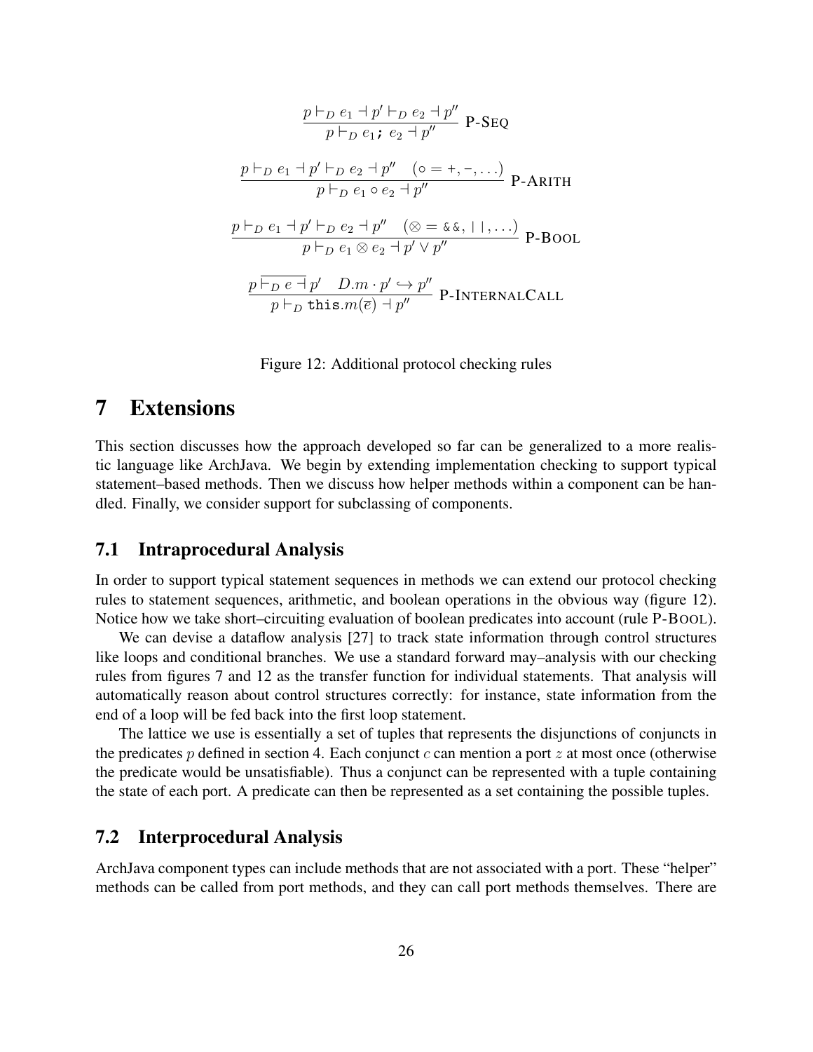$$\frac{p \vdash_D e_1 \dashv p' \vdash_D e_2 \dashv p''}{p \vdash_D e_1\texttt{;}\ e_2 \dashv p''} \text{ P-SEQ}$$

$$\frac{p \vdash_D e_1 \dashv p' \vdash_D e_2 \dashv p'' \quad (\circ = +, -, \ldots)}{p \vdash_D e_1 \circ e_2 \dashv p''} \text{ P-ARITH}$$

$$\frac{p \vdash_D e_1 \dashv p' \vdash_D e_2 \dashv p'' \quad (\otimes = \texttt{\&\&}, \texttt{||}, \ldots)}{p \vdash_D e_1 \otimes e_2 \dashv p' \vee p''} \text{ P-BOOL}$$

$$\frac{p \,\overline{\vdash_D e \dashv}\, p' \quad D.m \cdot p' \hookrightarrow p''}{p \vdash_D \texttt{this}.m(\overline{e}) \dashv p''} \text{ P-INTERNALCALL}$$

Figure 12: Additional protocol checking rules

# 7 Extensions

This section discusses how the approach developed so far can be generalized to a more realistic language like ArchJava. We begin by extending implementation checking to support typical statement–based methods. Then we discuss how helper methods within a component can be handled. Finally, we consider support for subclassing of components.

## 7.1 Intraprocedural Analysis

In order to support typical statement sequences in methods we can extend our protocol checking rules to statement sequences, arithmetic, and boolean operations in the obvious way (figure 12). Notice how we take short–circuiting evaluation of boolean predicates into account (rule P-BOOL).

We can devise a dataflow analysis [27] to track state information through control structures like loops and conditional branches. We use a standard forward may–analysis with our checking rules from figures 7 and 12 as the transfer function for individual statements. That analysis will automatically reason about control structures correctly: for instance, state information from the end of a loop will be fed back into the first loop statement.

The lattice we use is essentially a set of tuples that represents the disjunctions of conjuncts in the predicates $p$ defined in section 4. Each conjunct $c$ can mention a port $z$ at most once (otherwise the predicate would be unsatisfiable). Thus a conjunct can be represented with a tuple containing the state of each port. A predicate can then be represented as a set containing the possible tuples.

## 7.2 Interprocedural Analysis

ArchJava component types can include methods that are not associated with a port. These "helper" methods can be called from port methods, and they can call port methods themselves. There are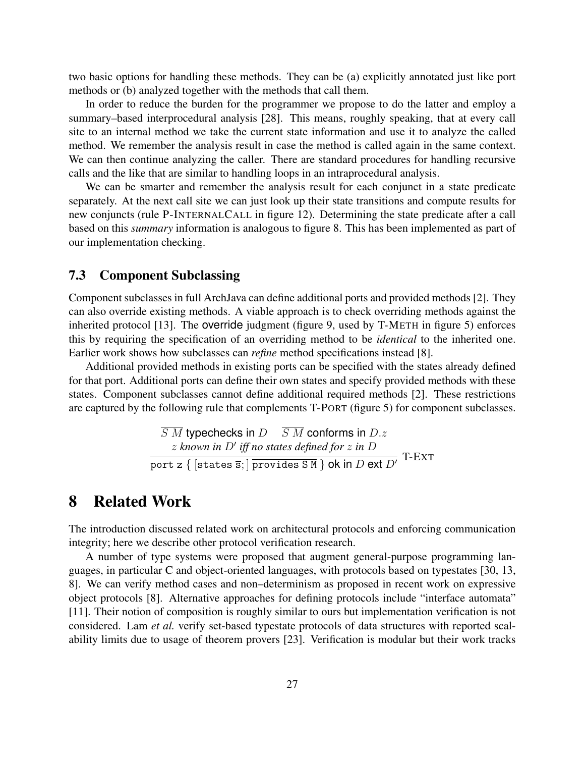two basic options for handling these methods. They can be (a) explicitly annotated just like port methods or (b) analyzed together with the methods that call them.

In order to reduce the burden for the programmer we propose to do the latter and employ a summary–based interprocedural analysis [28]. This means, roughly speaking, that at every call site to an internal method we take the current state information and use it to analyze the called method. We remember the analysis result in case the method is called again in the same context. We can then continue analyzing the caller. There are standard procedures for handling recursive calls and the like that are similar to handling loops in an intraprocedural analysis.

We can be smarter and remember the analysis result for each conjunct in a state predicate separately. At the next call site we can just look up their state transitions and compute results for new conjuncts (rule P-INTERNALCALL in figure 12). Determining the state predicate after a call based on this *summary* information is analogous to figure 8. This has been implemented as part of our implementation checking.

### 7.3 Component Subclassing

Component subclasses in full ArchJava can define additional ports and provided methods [2]. They can also override existing methods. A viable approach is to check overriding methods against the inherited protocol [13]. The override judgment (figure 9, used by T-METH in figure 5) enforces this by requiring the specification of an overriding method to be *identical* to the inherited one. Earlier work shows how subclasses can *refine* method specifications instead [8].

Additional provided methods in existing ports can be specified with the states already defined for that port. Additional ports can define their own states and specify provided methods with these states. Component subclasses cannot define additional required methods [2]. These restrictions are captured by the following rule that complements T-PORT (figure 5) for component subclasses.

$$\frac{\overline{S\ M} \text{ typechecks in } D \quad \overline{S\ M} \text{ conforms in } D.z \qquad z \textit{ known in } D' \textit{ iff no states defined for } z \textit{ in } D}{\texttt{port z} \ \{\ [\texttt{states}\ \overline{\texttt{s}};]\ \overline{\texttt{provides S M}}\ \} \text{ ok in } D \text{ ext } D'} \ \text{T-EXT}$$

## 8 Related Work

The introduction discussed related work on architectural protocols and enforcing communication integrity; here we describe other protocol verification research.

A number of type systems were proposed that augment general-purpose programming languages, in particular C and object-oriented languages, with protocols based on typestates [30, 13, 8]. We can verify method cases and non–determinism as proposed in recent work on expressive object protocols [8]. Alternative approaches for defining protocols include "interface automata" [11]. Their notion of composition is roughly similar to ours but implementation verification is not considered. Lam *et al.* verify set-based typestate protocols of data structures with reported scalability limits due to usage of theorem provers [23]. Verification is modular but their work tracks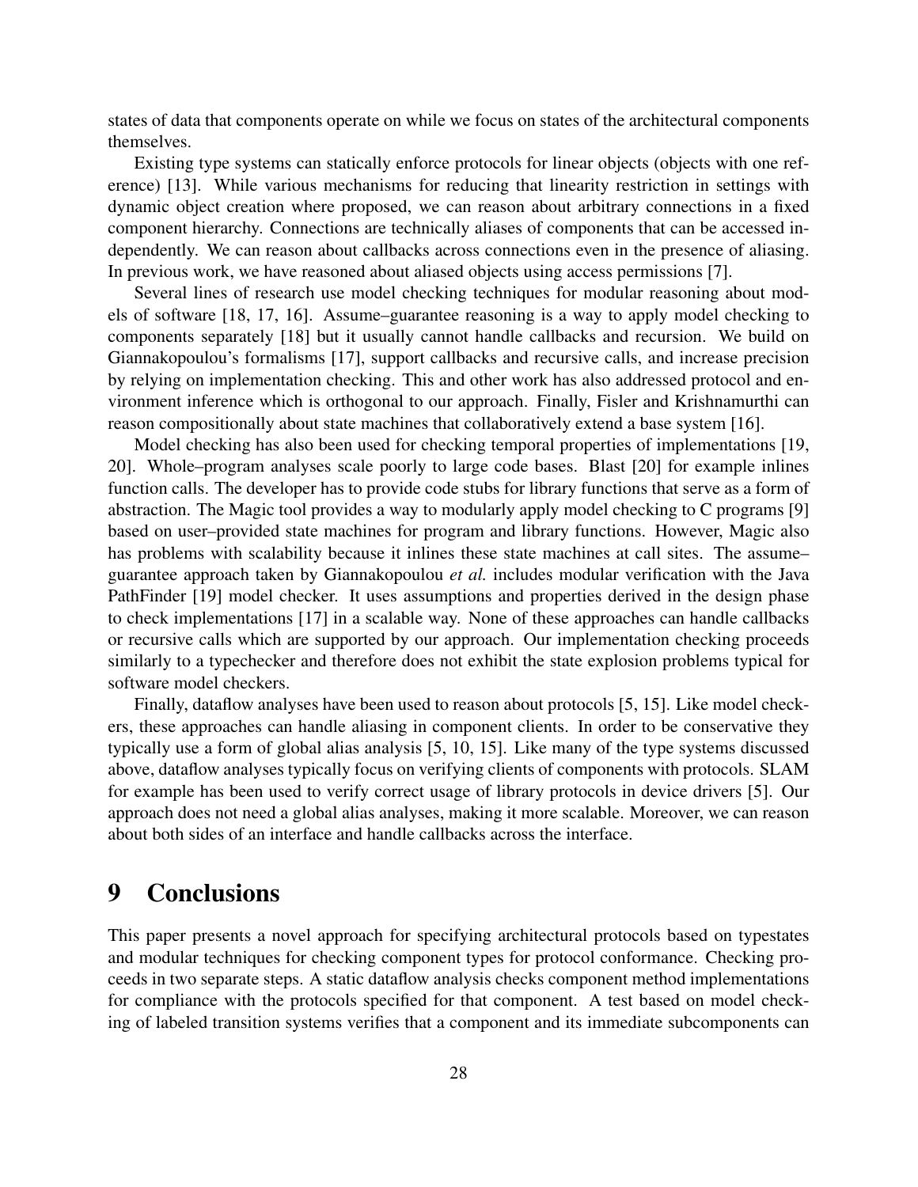states of data that components operate on while we focus on states of the architectural components themselves.

Existing type systems can statically enforce protocols for linear objects (objects with one reference) [13]. While various mechanisms for reducing that linearity restriction in settings with dynamic object creation where proposed, we can reason about arbitrary connections in a fixed component hierarchy. Connections are technically aliases of components that can be accessed independently. We can reason about callbacks across connections even in the presence of aliasing. In previous work, we have reasoned about aliased objects using access permissions [7].

Several lines of research use model checking techniques for modular reasoning about models of software [18, 17, 16]. Assume–guarantee reasoning is a way to apply model checking to components separately [18] but it usually cannot handle callbacks and recursion. We build on Giannakopoulou's formalisms [17], support callbacks and recursive calls, and increase precision by relying on implementation checking. This and other work has also addressed protocol and environment inference which is orthogonal to our approach. Finally, Fisler and Krishnamurthi can reason compositionally about state machines that collaboratively extend a base system [16].

Model checking has also been used for checking temporal properties of implementations [19, 20]. Whole–program analyses scale poorly to large code bases. Blast [20] for example inlines function calls. The developer has to provide code stubs for library functions that serve as a form of abstraction. The Magic tool provides a way to modularly apply model checking to C programs [9] based on user–provided state machines for program and library functions. However, Magic also has problems with scalability because it inlines these state machines at call sites. The assume–guarantee approach taken by Giannakopoulou *et al.* includes modular verification with the Java PathFinder [19] model checker. It uses assumptions and properties derived in the design phase to check implementations [17] in a scalable way. None of these approaches can handle callbacks or recursive calls which are supported by our approach. Our implementation checking proceeds similarly to a typechecker and therefore does not exhibit the state explosion problems typical for software model checkers.

Finally, dataflow analyses have been used to reason about protocols [5, 15]. Like model checkers, these approaches can handle aliasing in component clients. In order to be conservative they typically use a form of global alias analysis [5, 10, 15]. Like many of the type systems discussed above, dataflow analyses typically focus on verifying clients of components with protocols. SLAM for example has been used to verify correct usage of library protocols in device drivers [5]. Our approach does not need a global alias analyses, making it more scalable. Moreover, we can reason about both sides of an interface and handle callbacks across the interface.

# 9 Conclusions

This paper presents a novel approach for specifying architectural protocols based on typestates and modular techniques for checking component types for protocol conformance. Checking proceeds in two separate steps. A static dataflow analysis checks component method implementations for compliance with the protocols specified for that component. A test based on model checking of labeled transition systems verifies that a component and its immediate subcomponents can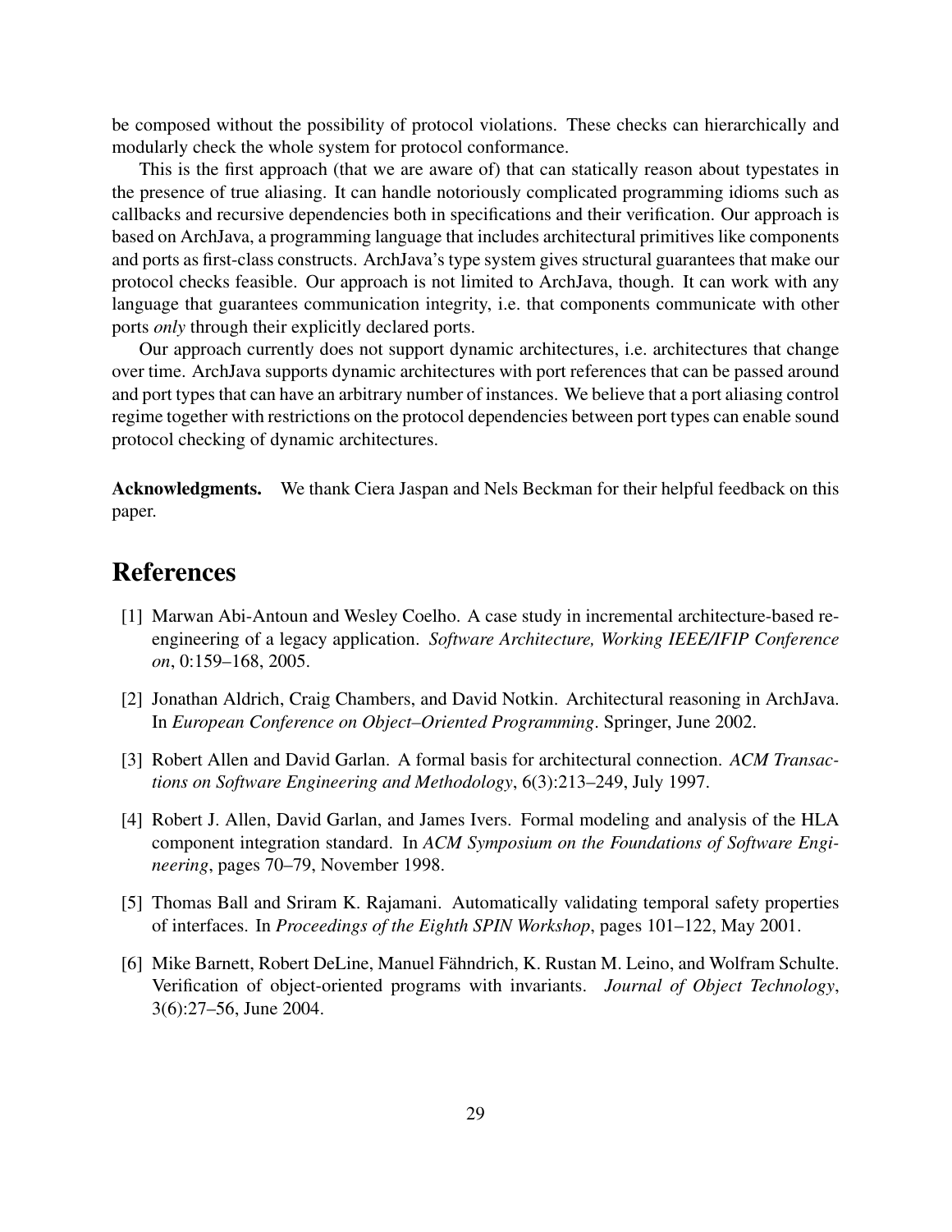be composed without the possibility of protocol violations. These checks can hierarchically and modularly check the whole system for protocol conformance.

This is the first approach (that we are aware of) that can statically reason about typestates in the presence of true aliasing. It can handle notoriously complicated programming idioms such as callbacks and recursive dependencies both in specifications and their verification. Our approach is based on ArchJava, a programming language that includes architectural primitives like components and ports as first-class constructs. ArchJava's type system gives structural guarantees that make our protocol checks feasible. Our approach is not limited to ArchJava, though. It can work with any language that guarantees communication integrity, i.e. that components communicate with other ports *only* through their explicitly declared ports.

Our approach currently does not support dynamic architectures, i.e. architectures that change over time. ArchJava supports dynamic architectures with port references that can be passed around and port types that can have an arbitrary number of instances. We believe that a port aliasing control regime together with restrictions on the protocol dependencies between port types can enable sound protocol checking of dynamic architectures.

**Acknowledgments.** We thank Ciera Jaspan and Nels Beckman for their helpful feedback on this paper.

# References

[1] Marwan Abi-Antoun and Wesley Coelho. A case study in incremental architecture-based re-engineering of a legacy application. *Software Architecture, Working IEEE/IFIP Conference on*, 0:159–168, 2005.

[2] Jonathan Aldrich, Craig Chambers, and David Notkin. Architectural reasoning in ArchJava. In *European Conference on Object–Oriented Programming*. Springer, June 2002.

[3] Robert Allen and David Garlan. A formal basis for architectural connection. *ACM Transactions on Software Engineering and Methodology*, 6(3):213–249, July 1997.

[4] Robert J. Allen, David Garlan, and James Ivers. Formal modeling and analysis of the HLA component integration standard. In *ACM Symposium on the Foundations of Software Engineering*, pages 70–79, November 1998.

[5] Thomas Ball and Sriram K. Rajamani. Automatically validating temporal safety properties of interfaces. In *Proceedings of the Eighth SPIN Workshop*, pages 101–122, May 2001.

[6] Mike Barnett, Robert DeLine, Manuel Fähndrich, K. Rustan M. Leino, and Wolfram Schulte. Verification of object-oriented programs with invariants. *Journal of Object Technology*, 3(6):27–56, June 2004.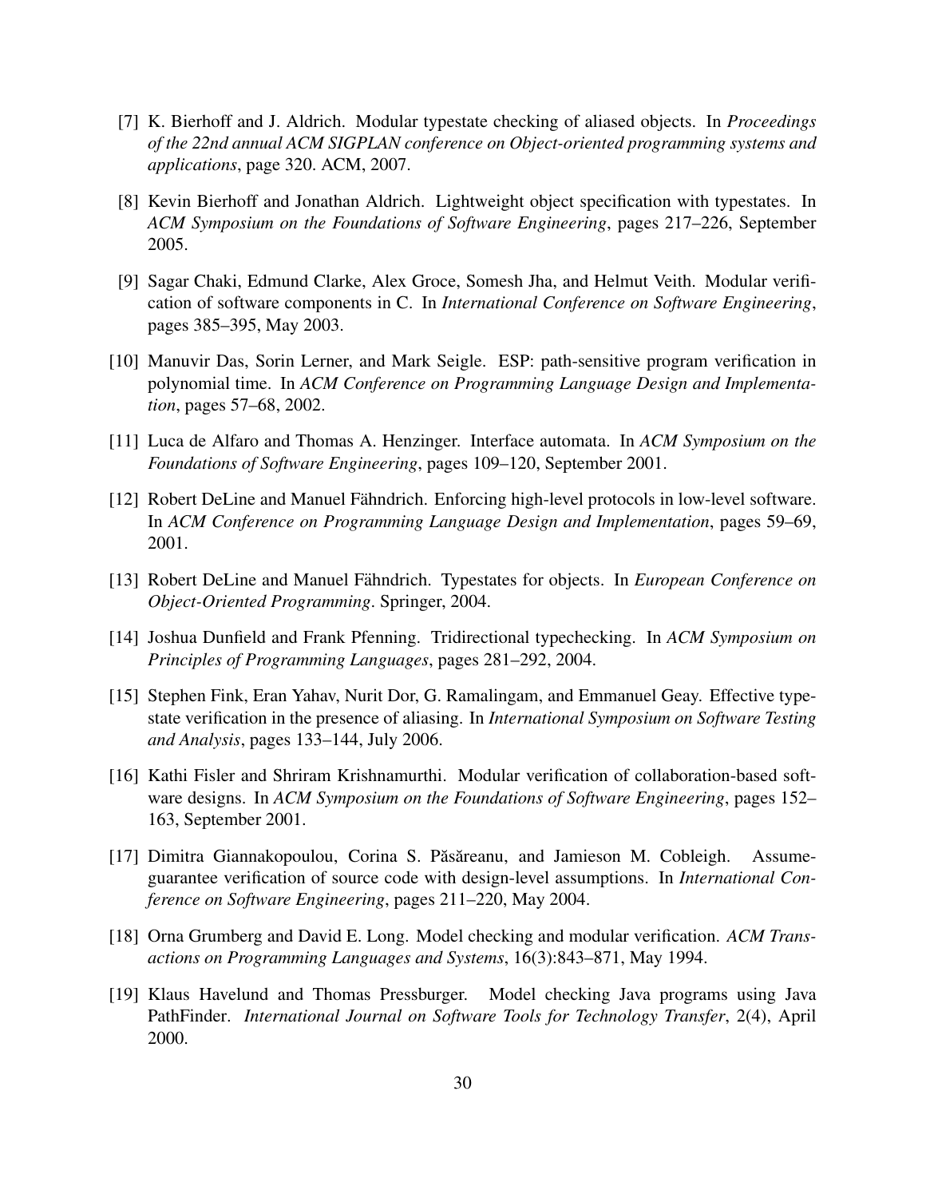[7] K. Bierhoff and J. Aldrich. Modular typestate checking of aliased objects. In *Proceedings of the 22nd annual ACM SIGPLAN conference on Object-oriented programming systems and applications*, page 320. ACM, 2007.

[8] Kevin Bierhoff and Jonathan Aldrich. Lightweight object specification with typestates. In *ACM Symposium on the Foundations of Software Engineering*, pages 217–226, September 2005.

[9] Sagar Chaki, Edmund Clarke, Alex Groce, Somesh Jha, and Helmut Veith. Modular verification of software components in C. In *International Conference on Software Engineering*, pages 385–395, May 2003.

[10] Manuvir Das, Sorin Lerner, and Mark Seigle. ESP: path-sensitive program verification in polynomial time. In *ACM Conference on Programming Language Design and Implementation*, pages 57–68, 2002.

[11] Luca de Alfaro and Thomas A. Henzinger. Interface automata. In *ACM Symposium on the Foundations of Software Engineering*, pages 109–120, September 2001.

[12] Robert DeLine and Manuel Fähndrich. Enforcing high-level protocols in low-level software. In *ACM Conference on Programming Language Design and Implementation*, pages 59–69, 2001.

[13] Robert DeLine and Manuel Fähndrich. Typestates for objects. In *European Conference on Object-Oriented Programming*. Springer, 2004.

[14] Joshua Dunfield and Frank Pfenning. Tridirectional typechecking. In *ACM Symposium on Principles of Programming Languages*, pages 281–292, 2004.

[15] Stephen Fink, Eran Yahav, Nurit Dor, G. Ramalingam, and Emmanuel Geay. Effective typestate verification in the presence of aliasing. In *International Symposium on Software Testing and Analysis*, pages 133–144, July 2006.

[16] Kathi Fisler and Shriram Krishnamurthi. Modular verification of collaboration-based software designs. In *ACM Symposium on the Foundations of Software Engineering*, pages 152–163, September 2001.

[17] Dimitra Giannakopoulou, Corina S. Păsăreanu, and Jamieson M. Cobleigh. Assume-guarantee verification of source code with design-level assumptions. In *International Conference on Software Engineering*, pages 211–220, May 2004.

[18] Orna Grumberg and David E. Long. Model checking and modular verification. *ACM Transactions on Programming Languages and Systems*, 16(3):843–871, May 1994.

[19] Klaus Havelund and Thomas Pressburger. Model checking Java programs using Java PathFinder. *International Journal on Software Tools for Technology Transfer*, 2(4), April 2000.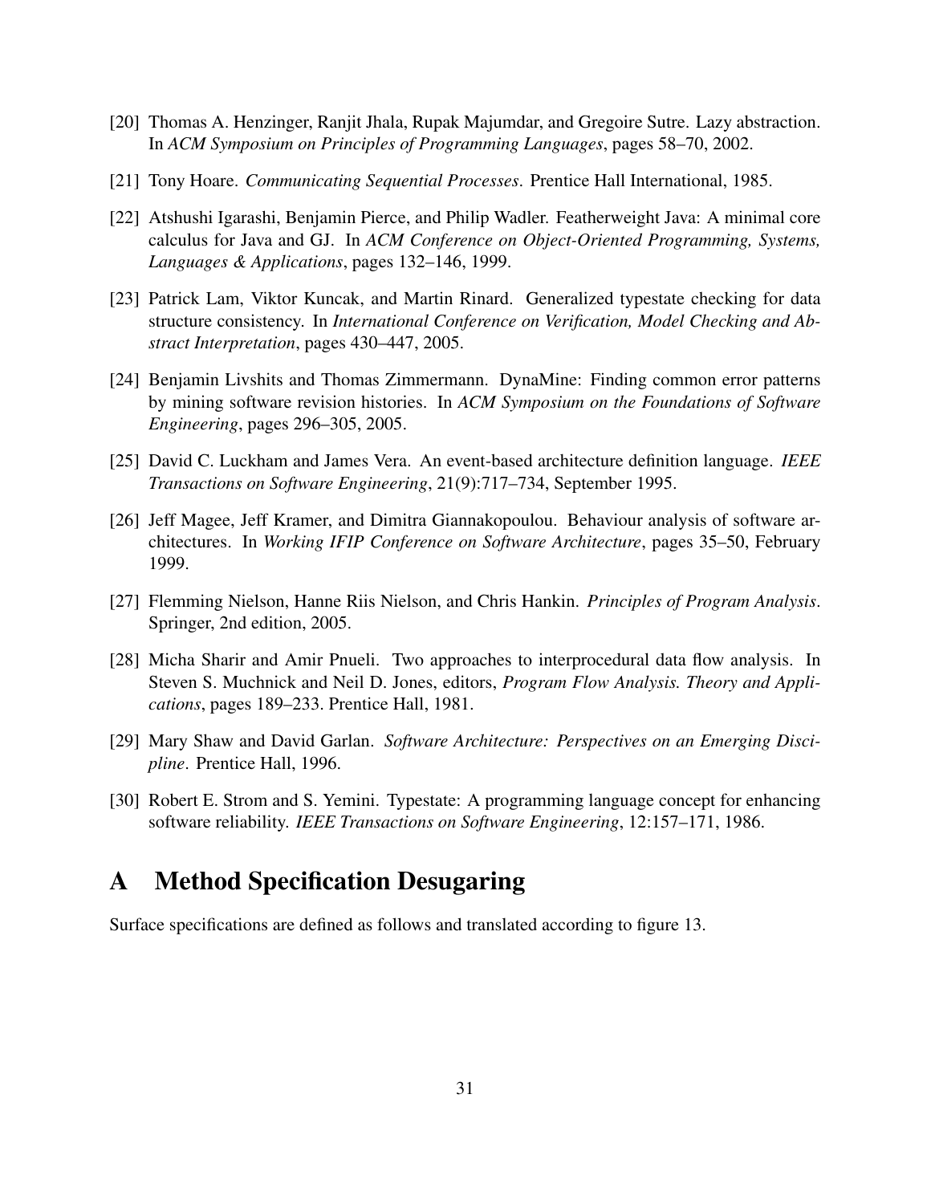[20] Thomas A. Henzinger, Ranjit Jhala, Rupak Majumdar, and Gregoire Sutre. Lazy abstraction. In *ACM Symposium on Principles of Programming Languages*, pages 58–70, 2002.

[21] Tony Hoare. *Communicating Sequential Processes*. Prentice Hall International, 1985.

[22] Atshushi Igarashi, Benjamin Pierce, and Philip Wadler. Featherweight Java: A minimal core calculus for Java and GJ. In *ACM Conference on Object-Oriented Programming, Systems, Languages & Applications*, pages 132–146, 1999.

[23] Patrick Lam, Viktor Kuncak, and Martin Rinard. Generalized typestate checking for data structure consistency. In *International Conference on Verification, Model Checking and Abstract Interpretation*, pages 430–447, 2005.

[24] Benjamin Livshits and Thomas Zimmermann. DynaMine: Finding common error patterns by mining software revision histories. In *ACM Symposium on the Foundations of Software Engineering*, pages 296–305, 2005.

[25] David C. Luckham and James Vera. An event-based architecture definition language. *IEEE Transactions on Software Engineering*, 21(9):717–734, September 1995.

[26] Jeff Magee, Jeff Kramer, and Dimitra Giannakopoulou. Behaviour analysis of software architectures. In *Working IFIP Conference on Software Architecture*, pages 35–50, February 1999.

[27] Flemming Nielson, Hanne Riis Nielson, and Chris Hankin. *Principles of Program Analysis*. Springer, 2nd edition, 2005.

[28] Micha Sharir and Amir Pnueli. Two approaches to interprocedural data flow analysis. In Steven S. Muchnick and Neil D. Jones, editors, *Program Flow Analysis. Theory and Applications*, pages 189–233. Prentice Hall, 1981.

[29] Mary Shaw and David Garlan. *Software Architecture: Perspectives on an Emerging Discipline*. Prentice Hall, 1996.

[30] Robert E. Strom and S. Yemini. Typestate: A programming language concept for enhancing software reliability. *IEEE Transactions on Software Engineering*, 12:157–171, 1986.

# A Method Specification Desugaring

Surface specifications are defined as follows and translated according to figure 13.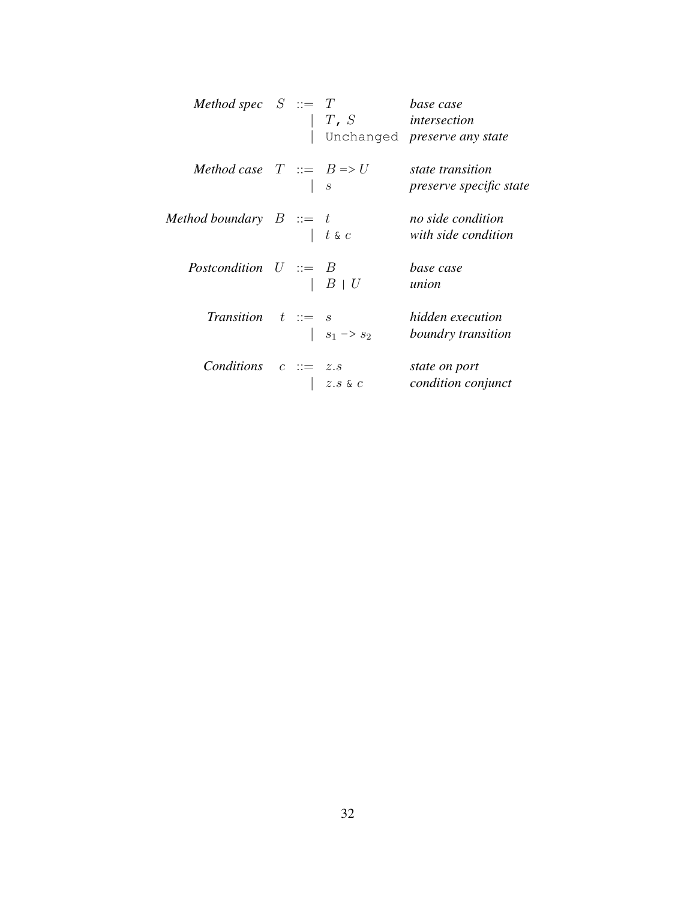| | | | | |
|---|---|---|---|---|
| *Method spec* | $S$ | ::= | $T$ | *base case* |
| | | \| | $T$ , $S$ | *intersection* |
| | | \| | `Unchanged` | *preserve any state* |
| *Method case* | $T$ | ::= | $B$ => $U$ | *state transition* |
| | | \| | $s$ | *preserve specific state* |
| *Method boundary* | $B$ | ::= | $t$ | *no side condition* |
| | | \| | $t$ & $c$ | *with side condition* |
| *Postcondition* | $U$ | ::= | $B$ | *base case* |
| | | \| | $B$ \| $U$ | *union* |
| *Transition* | $t$ | ::= | $s$ | *hidden execution* |
| | | \| | $s_1$ -> $s_2$ | *boundry transition* |
| *Conditions* | $c$ | ::= | $z.s$ | *state on port* |
| | | \| | $z.s$ & $c$ | *condition conjunct* |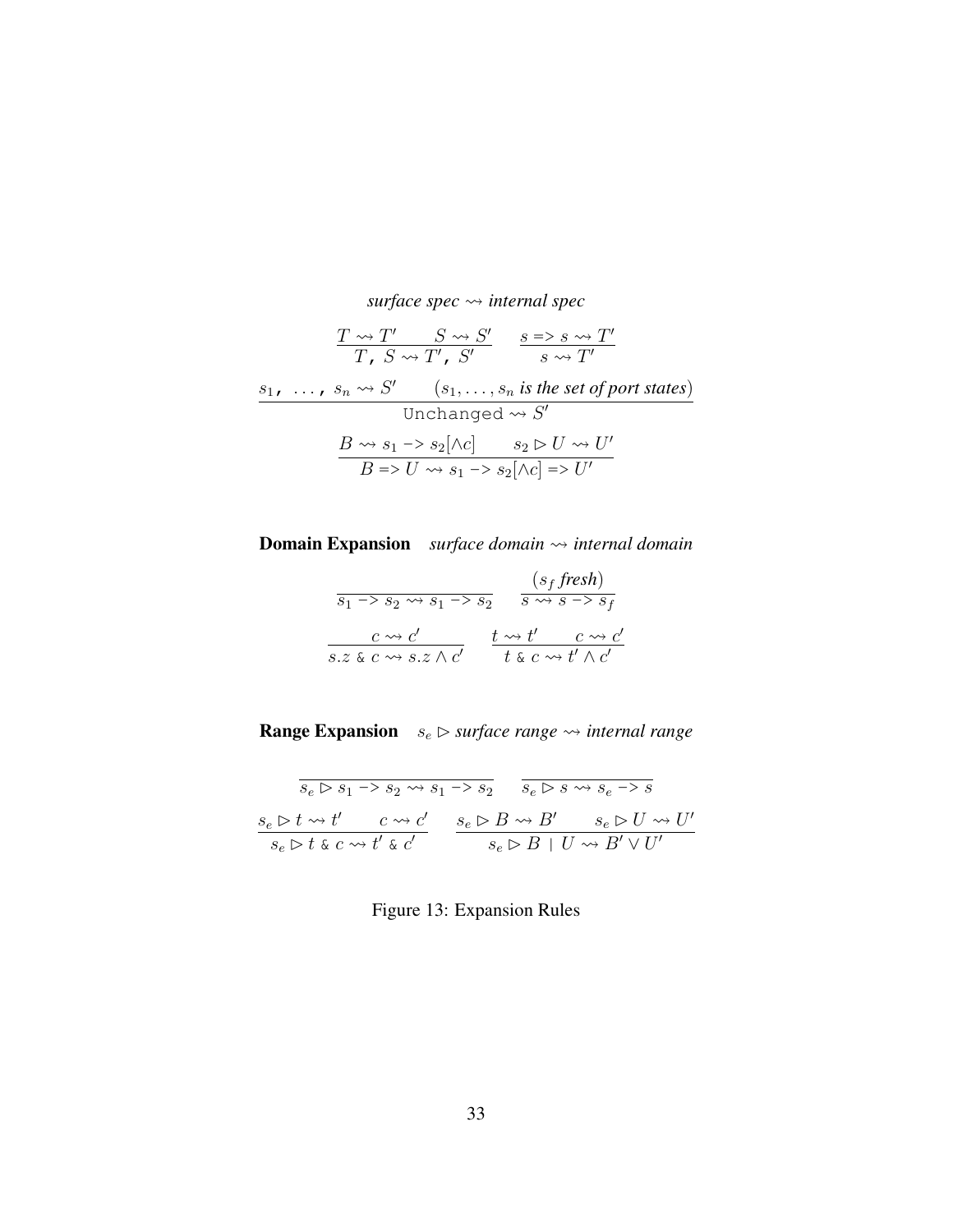*surface spec* $\rightsquigarrow$ *internal spec*

$$\frac{T \rightsquigarrow T' \qquad S \rightsquigarrow S'}{T\texttt{,}\ S \rightsquigarrow T'\texttt{,}\ S'} \qquad \frac{s \texttt{=>}\ s \rightsquigarrow T'}{s \rightsquigarrow T'}$$

$$\frac{s_1\texttt{,}\ \ldots\texttt{,}\ s_n \rightsquigarrow S' \qquad (s_1, \ldots, s_n \textit{ is the set of port states})}{\texttt{Unchanged} \rightsquigarrow S'}$$

$$\frac{B \rightsquigarrow s_1 \texttt{->} s_2[\wedge c] \qquad s_2 \rhd U \rightsquigarrow U'}{B \texttt{=>} U \rightsquigarrow s_1 \texttt{->} s_2[\wedge c] \texttt{=>} U'}$$

**Domain Expansion** *surface domain* $\rightsquigarrow$ *internal domain*

$$\frac{}{s_1 \texttt{->} s_2 \rightsquigarrow s_1 \texttt{->} s_2} \qquad \frac{(s_f \textit{ fresh})}{s \rightsquigarrow s \texttt{->} s_f}$$

$$\frac{c \rightsquigarrow c'}{s.z \ \texttt{\&}\ c \rightsquigarrow s.z \wedge c'} \qquad \frac{t \rightsquigarrow t' \qquad c \rightsquigarrow c'}{t \ \texttt{\&}\ c \rightsquigarrow t' \wedge c'}$$

**Range Expansion** $s_e \rhd$ *surface range* $\rightsquigarrow$ *internal range*

$$\frac{}{s_e \rhd s_1 \texttt{->} s_2 \rightsquigarrow s_1 \texttt{->} s_2} \qquad \frac{}{s_e \rhd s \rightsquigarrow s_e \texttt{->} s}$$

$$\frac{s_e \rhd t \rightsquigarrow t' \qquad c \rightsquigarrow c'}{s_e \rhd t \ \texttt{\&}\ c \rightsquigarrow t' \ \texttt{\&}\ c'} \qquad \frac{s_e \rhd B \rightsquigarrow B' \qquad s_e \rhd U \rightsquigarrow U'}{s_e \rhd B \ \texttt{|}\ U \rightsquigarrow B' \vee U'}$$

Figure 13: Expansion Rules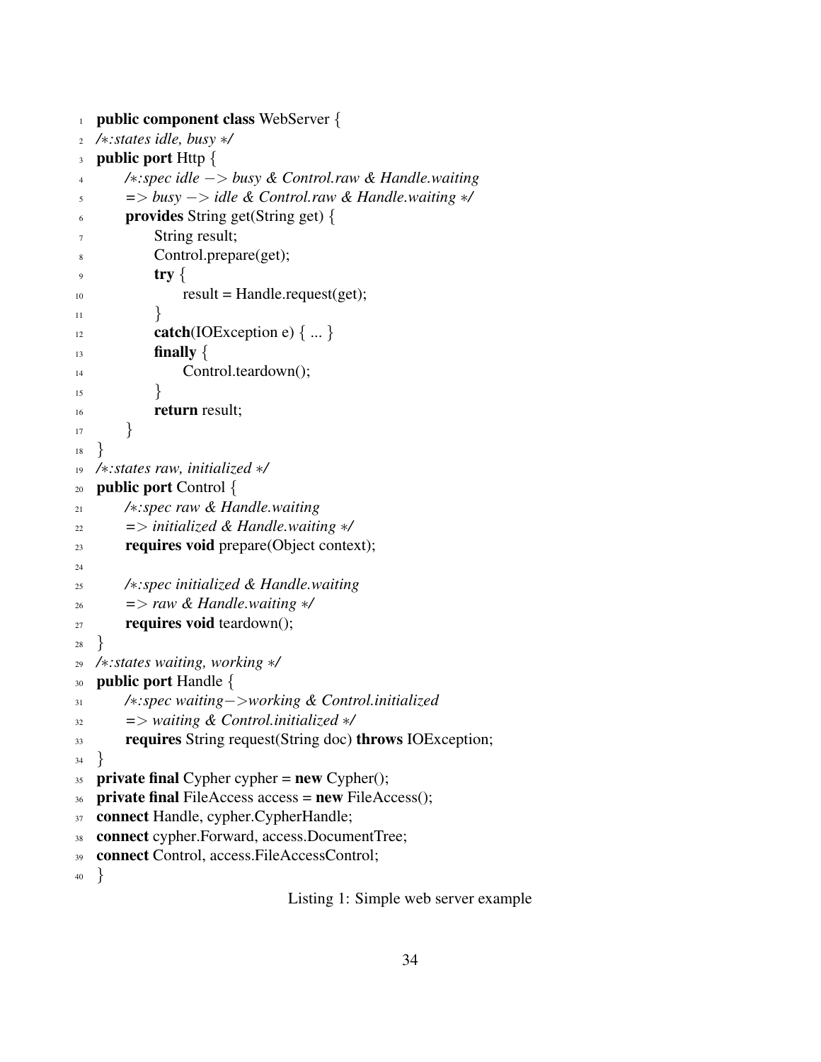```
public component class WebServer {
/*:states idle, busy */
public port Http {
    /*:spec idle -> busy & Control.raw & Handle.waiting
    => busy -> idle & Control.raw & Handle.waiting */
    provides String get(String get) {
        String result;
        Control.prepare(get);
        try {
            result = Handle.request(get);
        }
        catch(IOException e) { ... }
        finally {
            Control.teardown();
        }
        return result;
    }
}
/*:states raw, initialized */
public port Control {
    /*:spec raw & Handle.waiting
    => initialized & Handle.waiting */
    requires void prepare(Object context);

    /*:spec initialized & Handle.waiting
    => raw & Handle.waiting */
    requires void teardown();
}
/*:states waiting, working */
public port Handle {
    /*:spec waiting->working & Control.initialized
    => waiting & Control.initialized */
    requires String request(String doc) throws IOException;
}
private final Cypher cypher = new Cypher();
private final FileAccess access = new FileAccess();
connect Handle, cypher.CypherHandle;
connect cypher.Forward, access.DocumentTree;
connect Control, access.FileAccessControl;
}
```

Listing 1: Simple web server example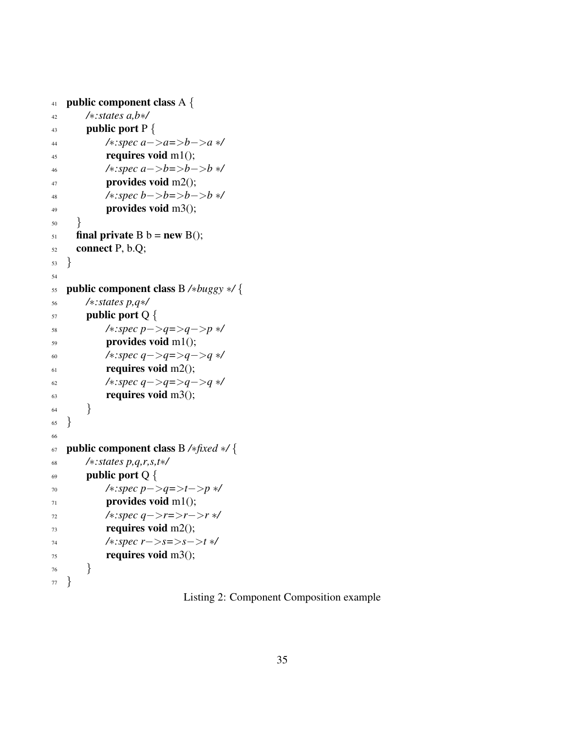```
41 public component class A {
42     /*:states a,b*/
43     public port P {
44         /*:spec a−>a=>b−>a */
45         requires void m1();
46         /*:spec a−>b=>b−>b */
47         provides void m2();
48         /*:spec b−>b=>b−>b */
49         provides void m3();
50     }
51     final private B b = new B();
52     connect P, b.Q;
53 }
54
55 public component class B /*buggy */ {
56     /*:states p,q*/
57     public port Q {
58         /*:spec p−>q=>q−>p */
59         provides void m1();
60         /*:spec q−>q=>q−>q */
61         requires void m2();
62         /*:spec q−>q=>q−>q */
63         requires void m3();
64     }
65 }
66
67 public component class B /*fixed */ {
68     /*:states p,q,r,s,t*/
69     public port Q {
70         /*:spec p−>q=>t−>p */
71         provides void m1();
72         /*:spec q−>r=>r−>r */
73         requires void m2();
74         /*:spec r−>s=>s−>t */
75         requires void m3();
76     }
77 }
```

Listing 2: Component Composition example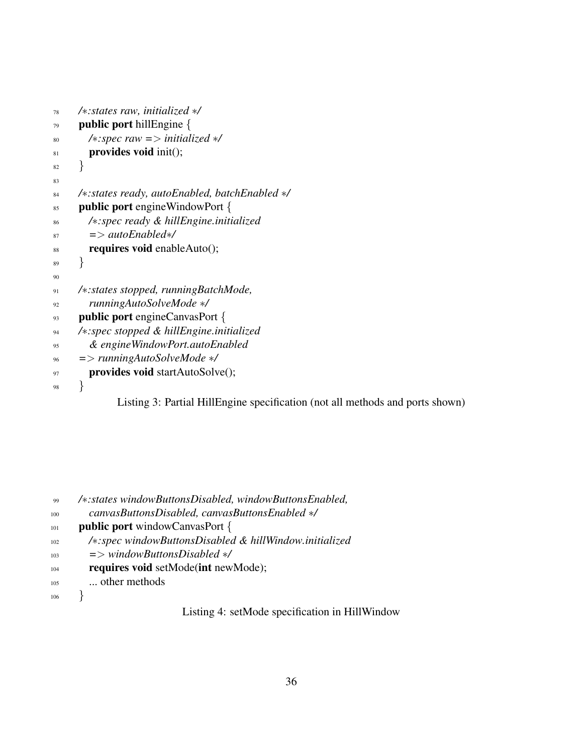```
78  /*:states raw, initialized */
79  public port hillEngine {
80    /*:spec raw => initialized */
81    provides void init();
82  }
83
84  /*:states ready, autoEnabled, batchEnabled */
85  public port engineWindowPort {
86    /*:spec ready & hillEngine.initialized
87    => autoEnabled*/
88    requires void enableAuto();
89  }
90
91  /*:states stopped, runningBatchMode,
92    runningAutoSolveMode */
93  public port engineCanvasPort {
94  /*:spec stopped & hillEngine.initialized
95    & engineWindowPort.autoEnabled
96  => runningAutoSolveMode */
97    provides void startAutoSolve();
98  }
```

Listing 3: Partial HillEngine specification (not all methods and ports shown)

```
99  /*:states windowButtonsDisabled, windowButtonsEnabled,
100   canvasButtonsDisabled, canvasButtonsEnabled */
101 public port windowCanvasPort {
102   /*:spec windowButtonsDisabled & hillWindow.initialized
103   => windowButtonsDisabled */
104   requires void setMode(int newMode);
105   ... other methods
106 }
```

Listing 4: setMode specification in HillWindow